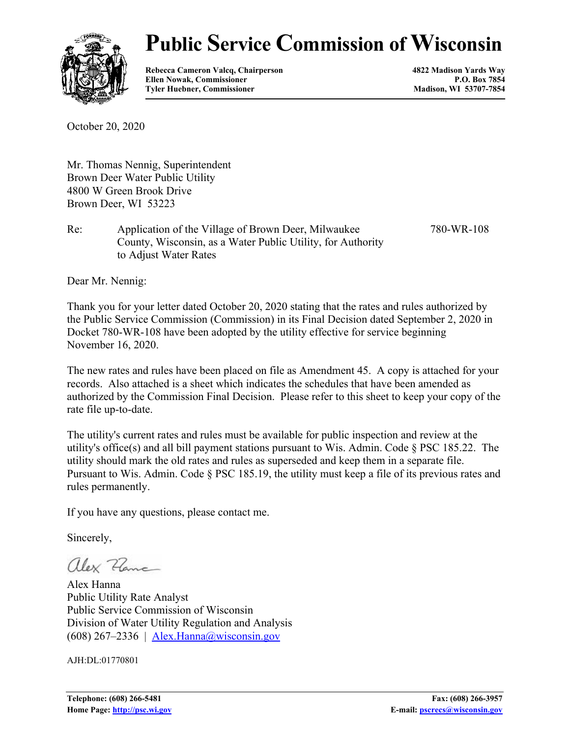# Public Service Commission of Wisconsin

**Rebecca Cameron Valcq, Chairperson**
**Ellen Nowak, Commissioner**
**Tyler Huebner, Commissioner**

**4822 Madison Yards Way**
**P.O. Box 7854**
**Madison, WI 53707-7854**

October 20, 2020

Mr. Thomas Nennig, Superintendent
Brown Deer Water Public Utility
4800 W Green Brook Drive
Brown Deer, WI 53223

Re: Application of the Village of Brown Deer, Milwaukee County, Wisconsin, as a Water Public Utility, for Authority to Adjust Water Rates — 780-WR-108

Dear Mr. Nennig:

Thank you for your letter dated October 20, 2020 stating that the rates and rules authorized by the Public Service Commission (Commission) in its Final Decision dated September 2, 2020 in Docket 780-WR-108 have been adopted by the utility effective for service beginning November 16, 2020.

The new rates and rules have been placed on file as Amendment 45. A copy is attached for your records. Also attached is a sheet which indicates the schedules that have been amended as authorized by the Commission Final Decision. Please refer to this sheet to keep your copy of the rate file up-to-date.

The utility's current rates and rules must be available for public inspection and review at the utility's office(s) and all bill payment stations pursuant to Wis. Admin. Code § PSC 185.22. The utility should mark the old rates and rules as superseded and keep them in a separate file. Pursuant to Wis. Admin. Code § PSC 185.19, the utility must keep a file of its previous rates and rules permanently.

If you have any questions, please contact me.

Sincerely,

Alex Hanna
Public Utility Rate Analyst
Public Service Commission of Wisconsin
Division of Water Utility Regulation and Analysis
(608) 267–2336 | Alex.Hanna@wisconsin.gov

AJH:DL:01770801

**Telephone: (608) 266-5481**
**Home Page: http://psc.wi.gov**
**Fax: (608) 266-3957**
**E-mail: pscrecs@wisconsin.gov**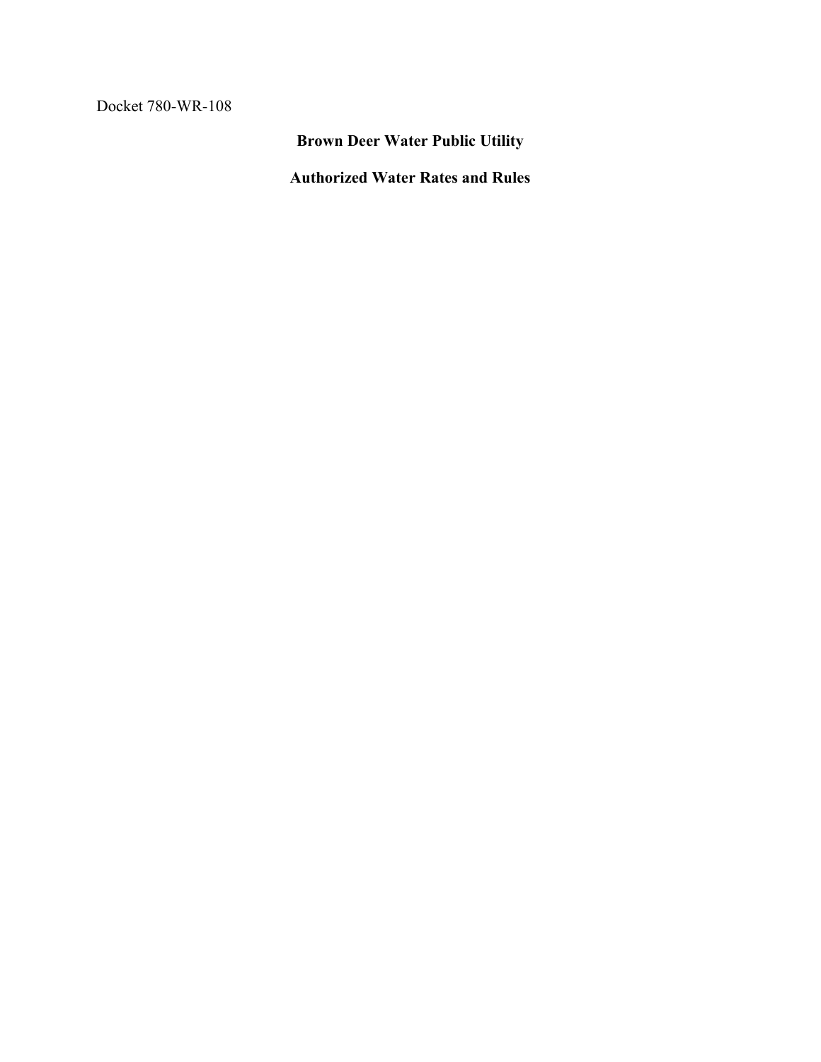Docket 780-WR-108

# Brown Deer Water Public Utility

## Authorized Water Rates and Rules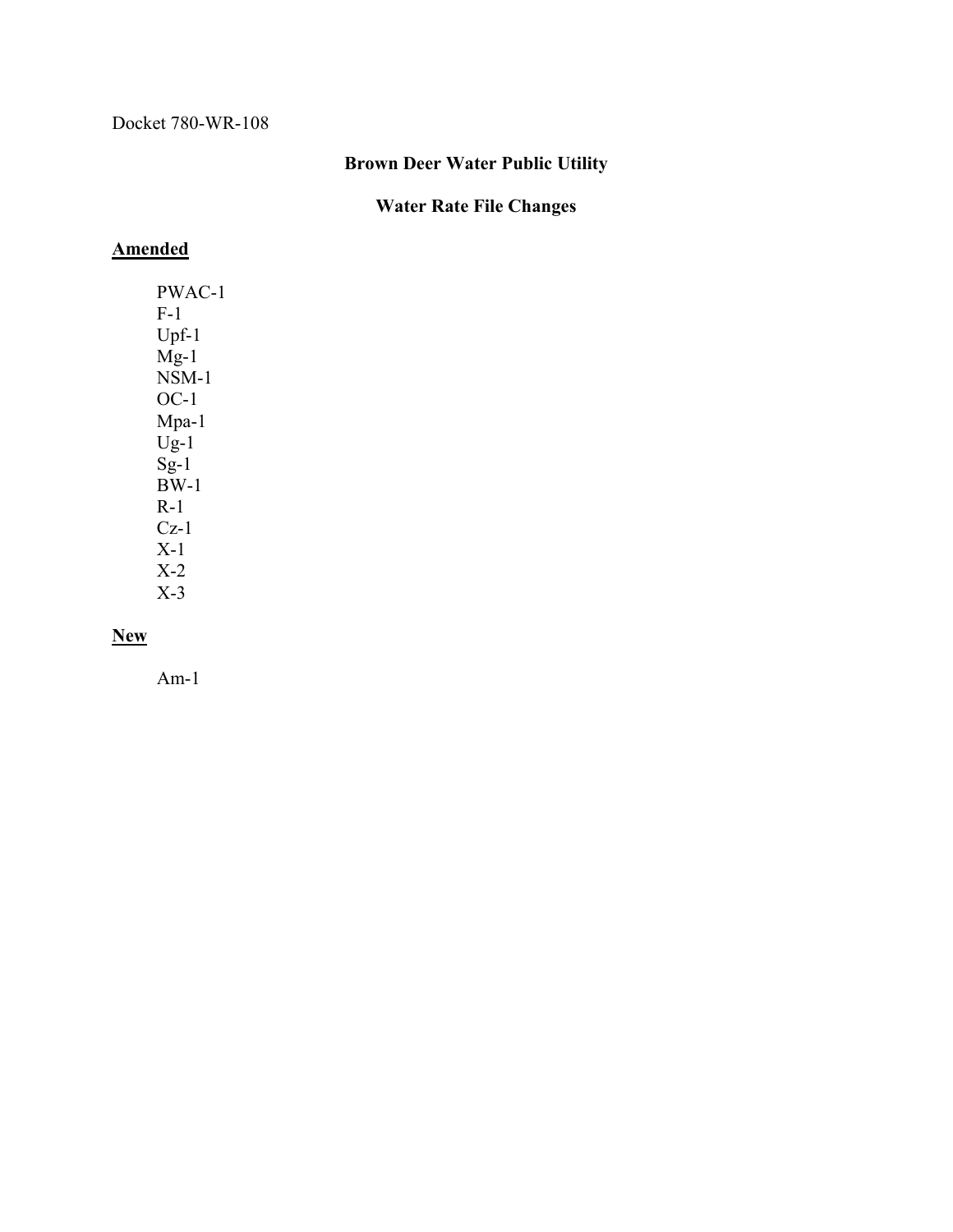Docket 780-WR-108

# Brown Deer Water Public Utility

## Water Rate File Changes

**Amended**

- PWAC-1
- F-1
- Upf-1
- Mg-1
- NSM-1
- OC-1
- Mpa-1
- Ug-1
- Sg-1
- BW-1
- R-1
- Cz-1
- X-1
- X-2
- X-3

**New**

- Am-1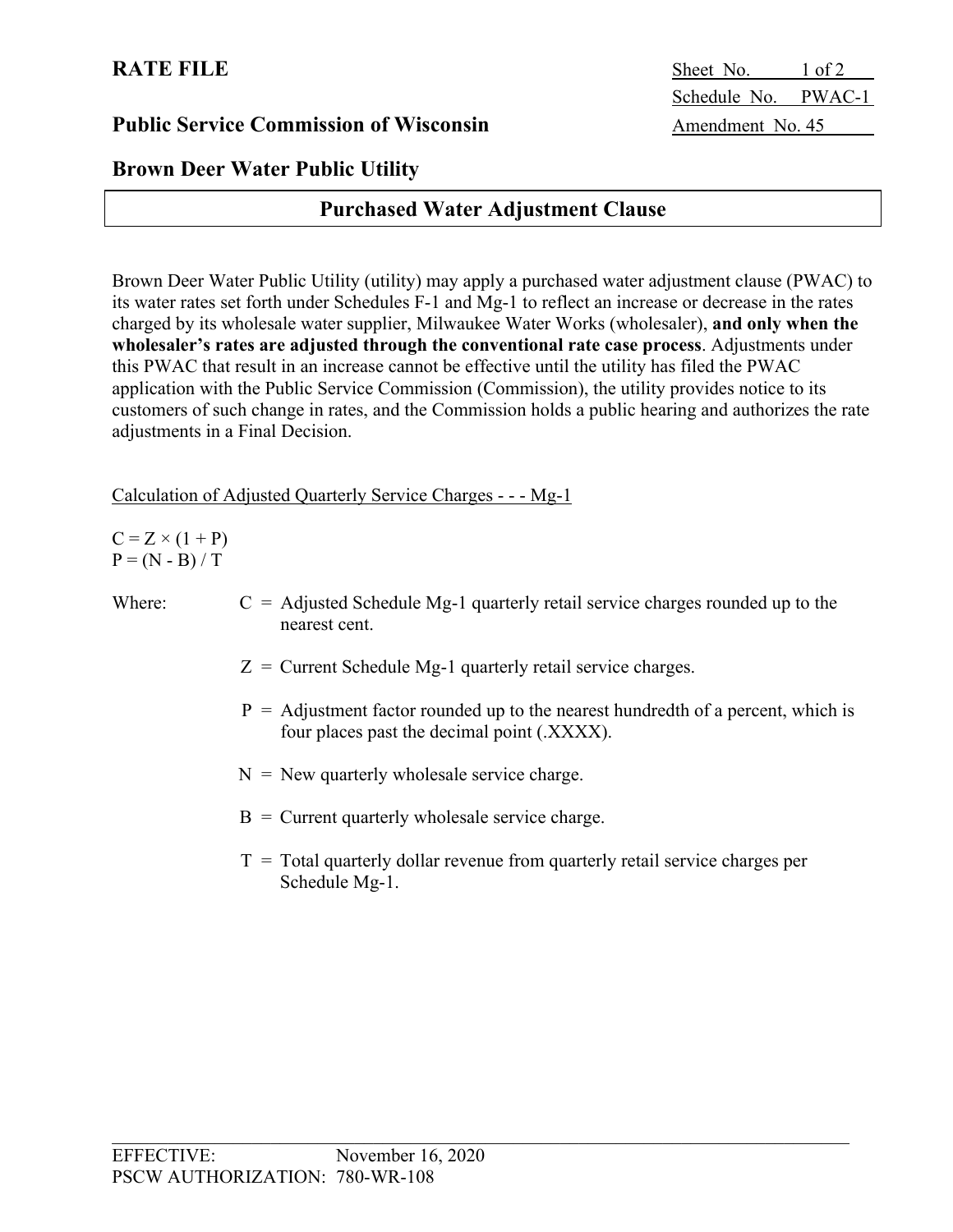# RATE FILE

Sheet No. 1 of 2
Schedule No. PWAC-1
Amendment No. 45

## Public Service Commission of Wisconsin

## Brown Deer Water Public Utility

## Purchased Water Adjustment Clause

Brown Deer Water Public Utility (utility) may apply a purchased water adjustment clause (PWAC) to its water rates set forth under Schedules F-1 and Mg-1 to reflect an increase or decrease in the rates charged by its wholesale water supplier, Milwaukee Water Works (wholesaler), **and only when the wholesaler's rates are adjusted through the conventional rate case process**. Adjustments under this PWAC that result in an increase cannot be effective until the utility has filed the PWAC application with the Public Service Commission (Commission), the utility provides notice to its customers of such change in rates, and the Commission holds a public hearing and authorizes the rate adjustments in a Final Decision.

Calculation of Adjusted Quarterly Service Charges - - - Mg-1

$C = Z \times (1 + P)$
$P = (N - B) / T$

Where:

- $C$ = Adjusted Schedule Mg-1 quarterly retail service charges rounded up to the nearest cent.
- $Z$ = Current Schedule Mg-1 quarterly retail service charges.
- $P$ = Adjustment factor rounded up to the nearest hundredth of a percent, which is four places past the decimal point (.XXXX).
- $N$ = New quarterly wholesale service charge.
- $B$ = Current quarterly wholesale service charge.
- $T$ = Total quarterly dollar revenue from quarterly retail service charges per Schedule Mg-1.

EFFECTIVE: November 16, 2020
PSCW AUTHORIZATION: 780-WR-108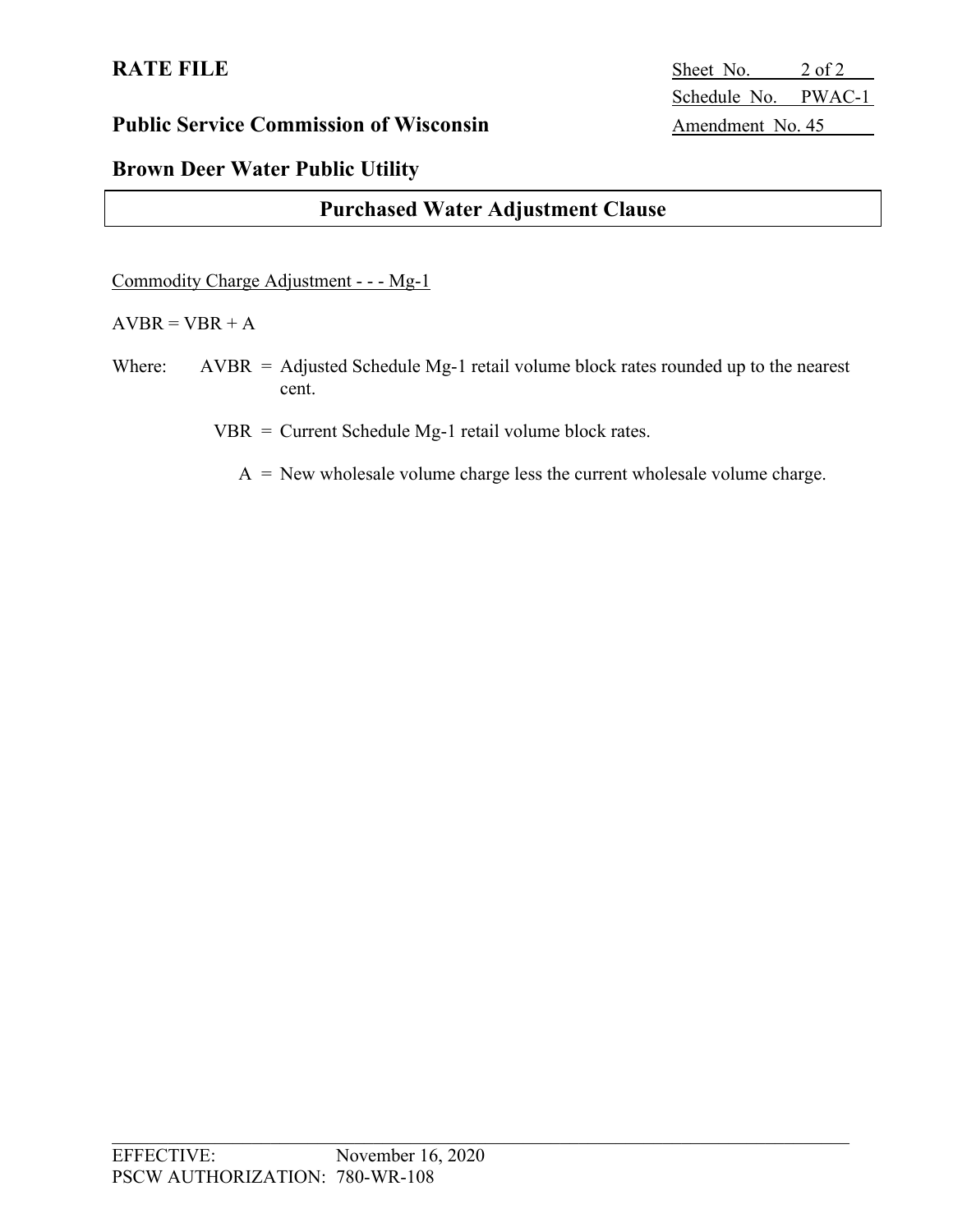**RATE FILE**

**Public Service Commission of Wisconsin**

Sheet No. 2 of 2
Schedule No. PWAC-1
Amendment No. 45

**Brown Deer Water Public Utility**

## Purchased Water Adjustment Clause

Commodity Charge Adjustment - - - Mg-1

$AVBR = VBR + A$

Where: AVBR = Adjusted Schedule Mg-1 retail volume block rates rounded up to the nearest cent.

VBR = Current Schedule Mg-1 retail volume block rates.

A = New wholesale volume charge less the current wholesale volume charge.

EFFECTIVE: November 16, 2020
PSCW AUTHORIZATION: 780-WR-108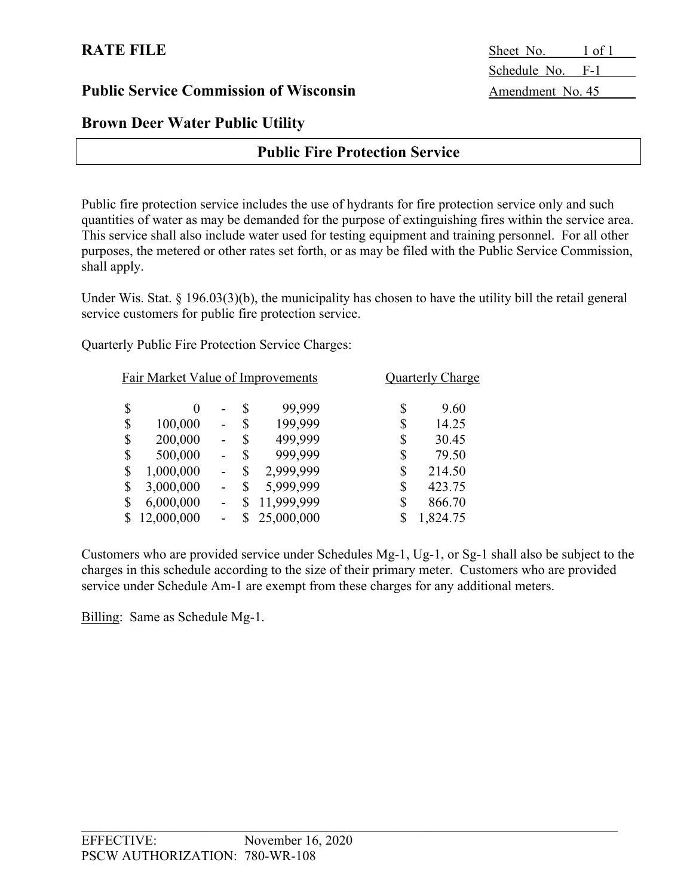**RATE FILE**

Sheet No. 1 of 1
Schedule No. F-1
Amendment No. 45

**Public Service Commission of Wisconsin**

**Brown Deer Water Public Utility**

## Public Fire Protection Service

Public fire protection service includes the use of hydrants for fire protection service only and such quantities of water as may be demanded for the purpose of extinguishing fires within the service area. This service shall also include water used for testing equipment and training personnel. For all other purposes, the metered or other rates set forth, or as may be filed with the Public Service Commission, shall apply.

Under Wis. Stat. § 196.03(3)(b), the municipality has chosen to have the utility bill the retail general service customers for public fire protection service.

Quarterly Public Fire Protection Service Charges:

| Fair Market Value of Improvements | Quarterly Charge |
|---|---|
| $ 0 - $ 99,999 | $ 9.60 |
| $ 100,000 - $ 199,999 | $ 14.25 |
| $ 200,000 - $ 499,999 | $ 30.45 |
| $ 500,000 - $ 999,999 | $ 79.50 |
| $ 1,000,000 - $ 2,999,999 | $ 214.50 |
| $ 3,000,000 - $ 5,999,999 | $ 423.75 |
| $ 6,000,000 - $ 11,999,999 | $ 866.70 |
| $ 12,000,000 - $ 25,000,000 | $ 1,824.75 |

Customers who are provided service under Schedules Mg-1, Ug-1, or Sg-1 shall also be subject to the charges in this schedule according to the size of their primary meter. Customers who are provided service under Schedule Am-1 are exempt from these charges for any additional meters.

Billing: Same as Schedule Mg-1.

EFFECTIVE: November 16, 2020
PSCW AUTHORIZATION: 780-WR-108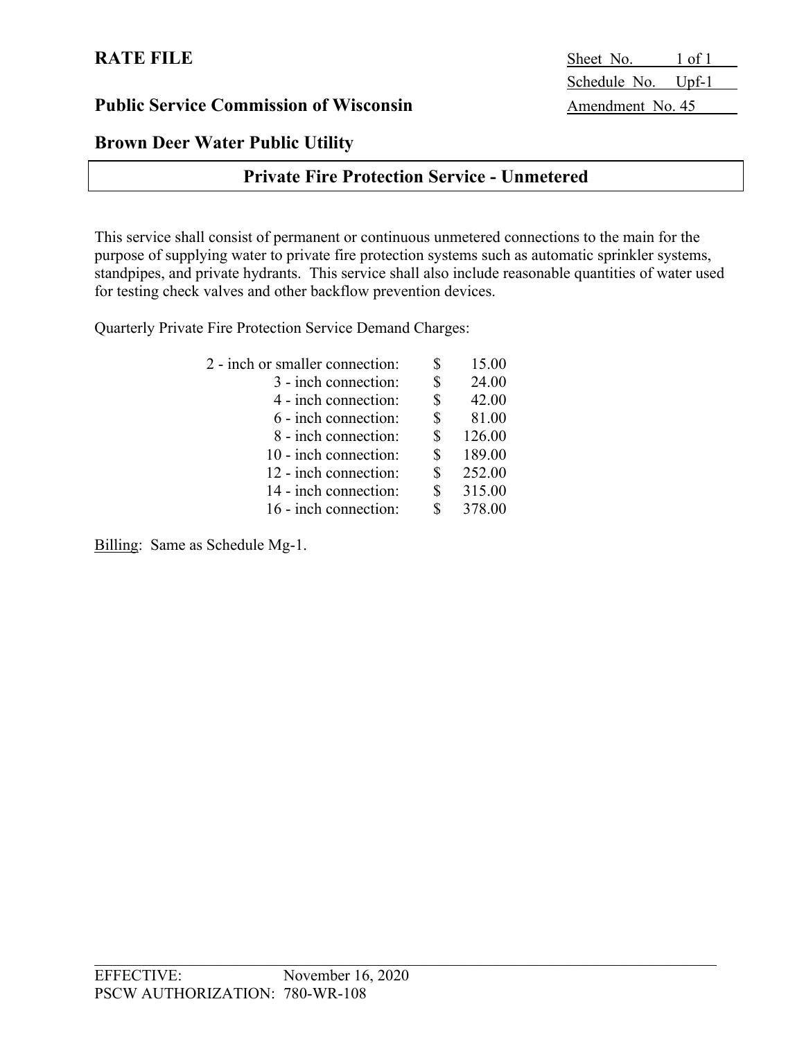**RATE FILE**

**Public Service Commission of Wisconsin**

**Brown Deer Water Public Utility**

Sheet No. 1 of 1
Schedule No. Upf-1
Amendment No. 45

## Private Fire Protection Service - Unmetered

This service shall consist of permanent or continuous unmetered connections to the main for the purpose of supplying water to private fire protection systems such as automatic sprinkler systems, standpipes, and private hydrants. This service shall also include reasonable quantities of water used for testing check valves and other backflow prevention devices.

Quarterly Private Fire Protection Service Demand Charges:

| Connection | Charge |
|---|---|
| 2 - inch or smaller connection: | $ 15.00 |
| 3 - inch connection: | $ 24.00 |
| 4 - inch connection: | $ 42.00 |
| 6 - inch connection: | $ 81.00 |
| 8 - inch connection: | $ 126.00 |
| 10 - inch connection: | $ 189.00 |
| 12 - inch connection: | $ 252.00 |
| 14 - inch connection: | $ 315.00 |
| 16 - inch connection: | $ 378.00 |

Billing: Same as Schedule Mg-1.

EFFECTIVE: November 16, 2020
PSCW AUTHORIZATION: 780-WR-108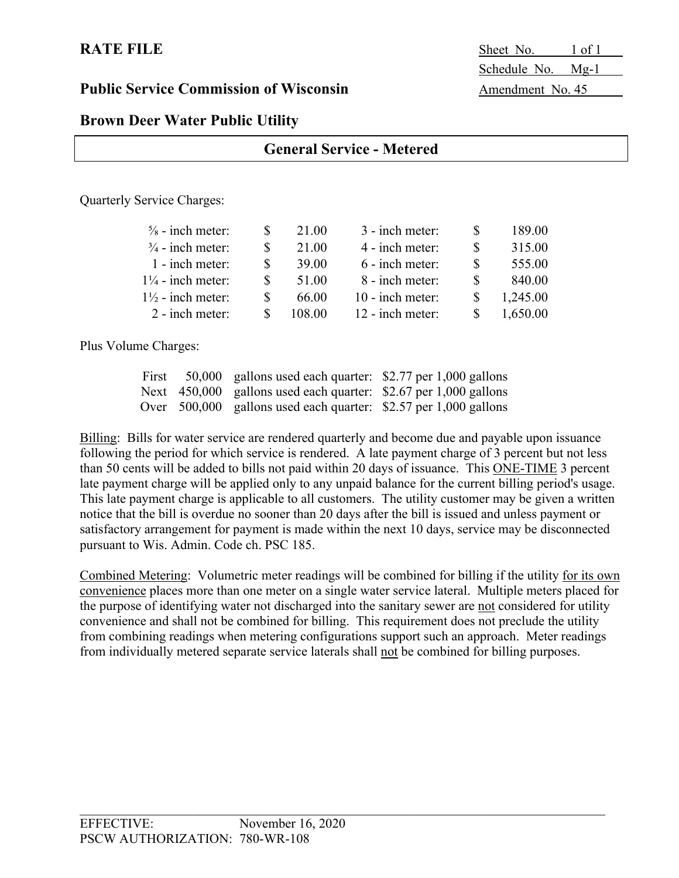**RATE FILE**

Sheet No. 1 of 1
Schedule No. Mg-1
Amendment No. 45

**Public Service Commission of Wisconsin**

**Brown Deer Water Public Utility**

## General Service - Metered

Quarterly Service Charges:

| Meter | Charge | Meter | Charge |
|---|---|---|---|
| ⅝ - inch meter: | $ 21.00 | 3 - inch meter: | $ 189.00 |
| ¾ - inch meter: | $ 21.00 | 4 - inch meter: | $ 315.00 |
| 1 - inch meter: | $ 39.00 | 6 - inch meter: | $ 555.00 |
| 1¼ - inch meter: | $ 51.00 | 8 - inch meter: | $ 840.00 |
| 1½ - inch meter: | $ 66.00 | 10 - inch meter: | $ 1,245.00 |
| 2 - inch meter: | $ 108.00 | 12 - inch meter: | $ 1,650.00 |

Plus Volume Charges:

| | | | |
|---|---|---|---|
| First | 50,000 | gallons used each quarter: | $2.77 per 1,000 gallons |
| Next | 450,000 | gallons used each quarter: | $2.67 per 1,000 gallons |
| Over | 500,000 | gallons used each quarter: | $2.57 per 1,000 gallons |

Billing: Bills for water service are rendered quarterly and become due and payable upon issuance following the period for which service is rendered. A late payment charge of 3 percent but not less than 50 cents will be added to bills not paid within 20 days of issuance. This ONE-TIME 3 percent late payment charge will be applied only to any unpaid balance for the current billing period's usage. This late payment charge is applicable to all customers. The utility customer may be given a written notice that the bill is overdue no sooner than 20 days after the bill is issued and unless payment or satisfactory arrangement for payment is made within the next 10 days, service may be disconnected pursuant to Wis. Admin. Code ch. PSC 185.

Combined Metering: Volumetric meter readings will be combined for billing if the utility for its own convenience places more than one meter on a single water service lateral. Multiple meters placed for the purpose of identifying water not discharged into the sanitary sewer are not considered for utility convenience and shall not be combined for billing. This requirement does not preclude the utility from combining readings when metering configurations support such an approach. Meter readings from individually metered separate service laterals shall not be combined for billing purposes.

EFFECTIVE: November 16, 2020
PSCW AUTHORIZATION: 780-WR-108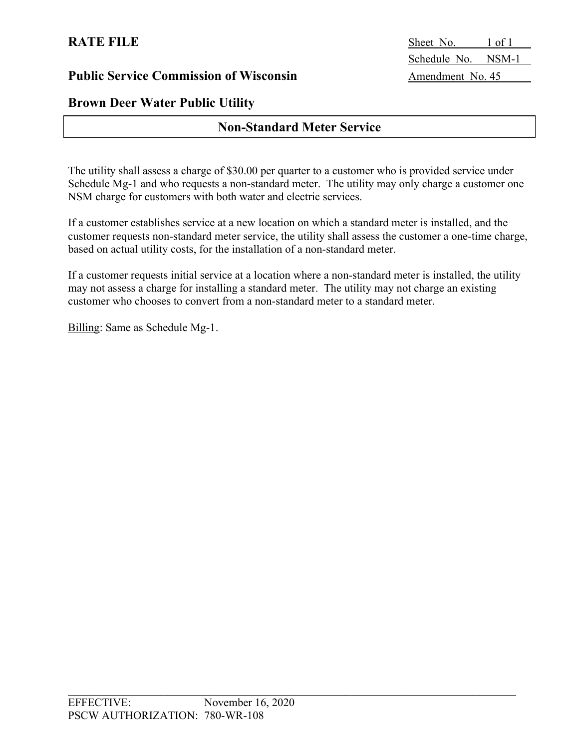**RATE FILE**

Sheet No. 1 of 1
Schedule No. NSM-1
Amendment No. 45

**Public Service Commission of Wisconsin**

**Brown Deer Water Public Utility**

## Non-Standard Meter Service

The utility shall assess a charge of $30.00 per quarter to a customer who is provided service under Schedule Mg-1 and who requests a non-standard meter. The utility may only charge a customer one NSM charge for customers with both water and electric services.

If a customer establishes service at a new location on which a standard meter is installed, and the customer requests non-standard meter service, the utility shall assess the customer a one-time charge, based on actual utility costs, for the installation of a non-standard meter.

If a customer requests initial service at a location where a non-standard meter is installed, the utility may not assess a charge for installing a standard meter. The utility may not charge an existing customer who chooses to convert from a non-standard meter to a standard meter.

Billing: Same as Schedule Mg-1.

EFFECTIVE: November 16, 2020
PSCW AUTHORIZATION: 780-WR-108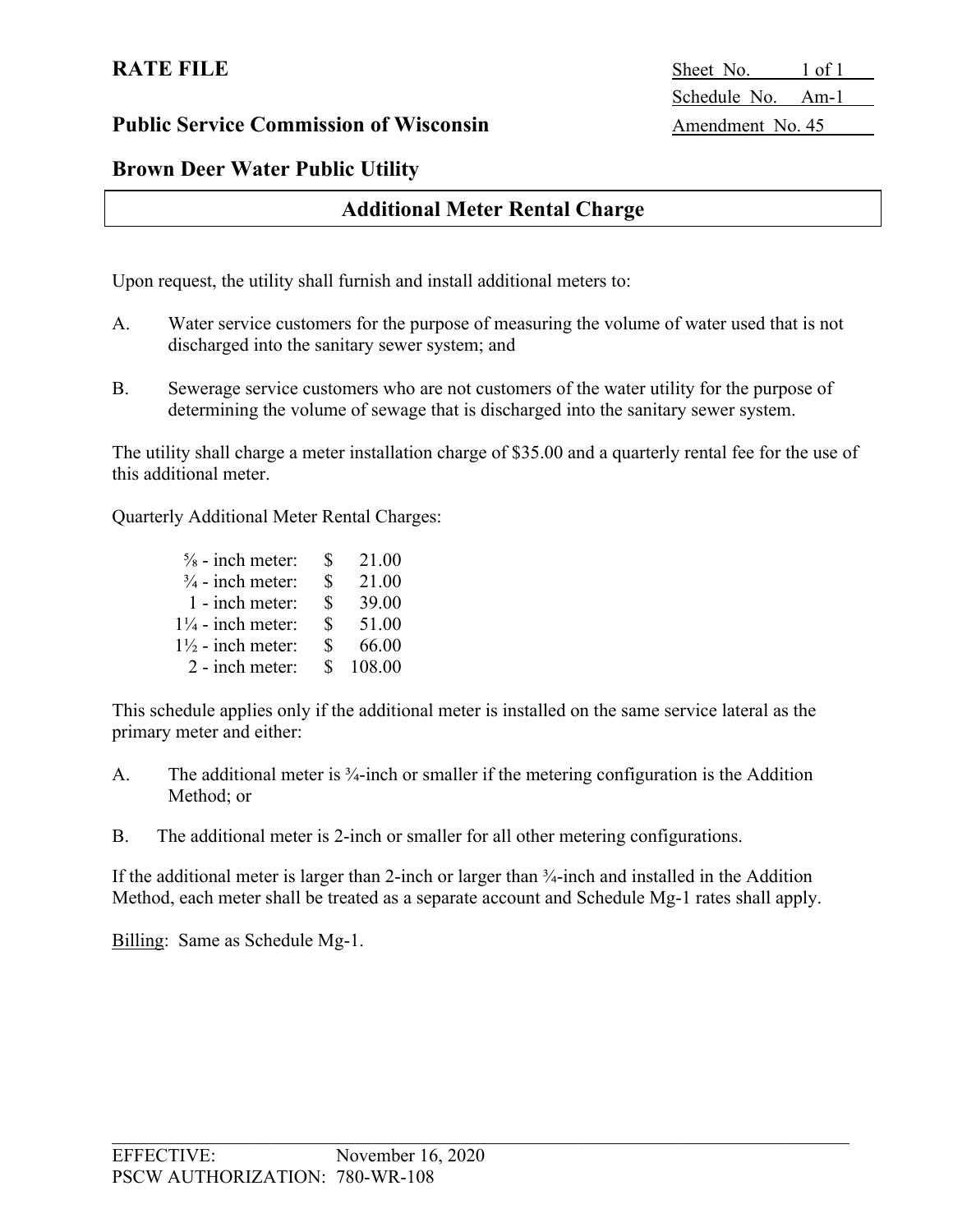**RATE FILE**

**Public Service Commission of Wisconsin**

Sheet No. 1 of 1
Schedule No. Am-1
Amendment No. 45

**Brown Deer Water Public Utility**

## Additional Meter Rental Charge

Upon request, the utility shall furnish and install additional meters to:

A. Water service customers for the purpose of measuring the volume of water used that is not discharged into the sanitary sewer system; and

B. Sewerage service customers who are not customers of the water utility for the purpose of determining the volume of sewage that is discharged into the sanitary sewer system.

The utility shall charge a meter installation charge of $35.00 and a quarterly rental fee for the use of this additional meter.

Quarterly Additional Meter Rental Charges:

| Meter Size | Charge |
|---|---|
| ⅝ - inch meter: | $ 21.00 |
| ¾ - inch meter: | $ 21.00 |
| 1 - inch meter: | $ 39.00 |
| 1¼ - inch meter: | $ 51.00 |
| 1½ - inch meter: | $ 66.00 |
| 2 - inch meter: | $ 108.00 |

This schedule applies only if the additional meter is installed on the same service lateral as the primary meter and either:

A. The additional meter is ¾-inch or smaller if the metering configuration is the Addition Method; or

B. The additional meter is 2-inch or smaller for all other metering configurations.

If the additional meter is larger than 2-inch or larger than ¾-inch and installed in the Addition Method, each meter shall be treated as a separate account and Schedule Mg-1 rates shall apply.

Billing: Same as Schedule Mg-1.

EFFECTIVE: November 16, 2020
PSCW AUTHORIZATION: 780-WR-108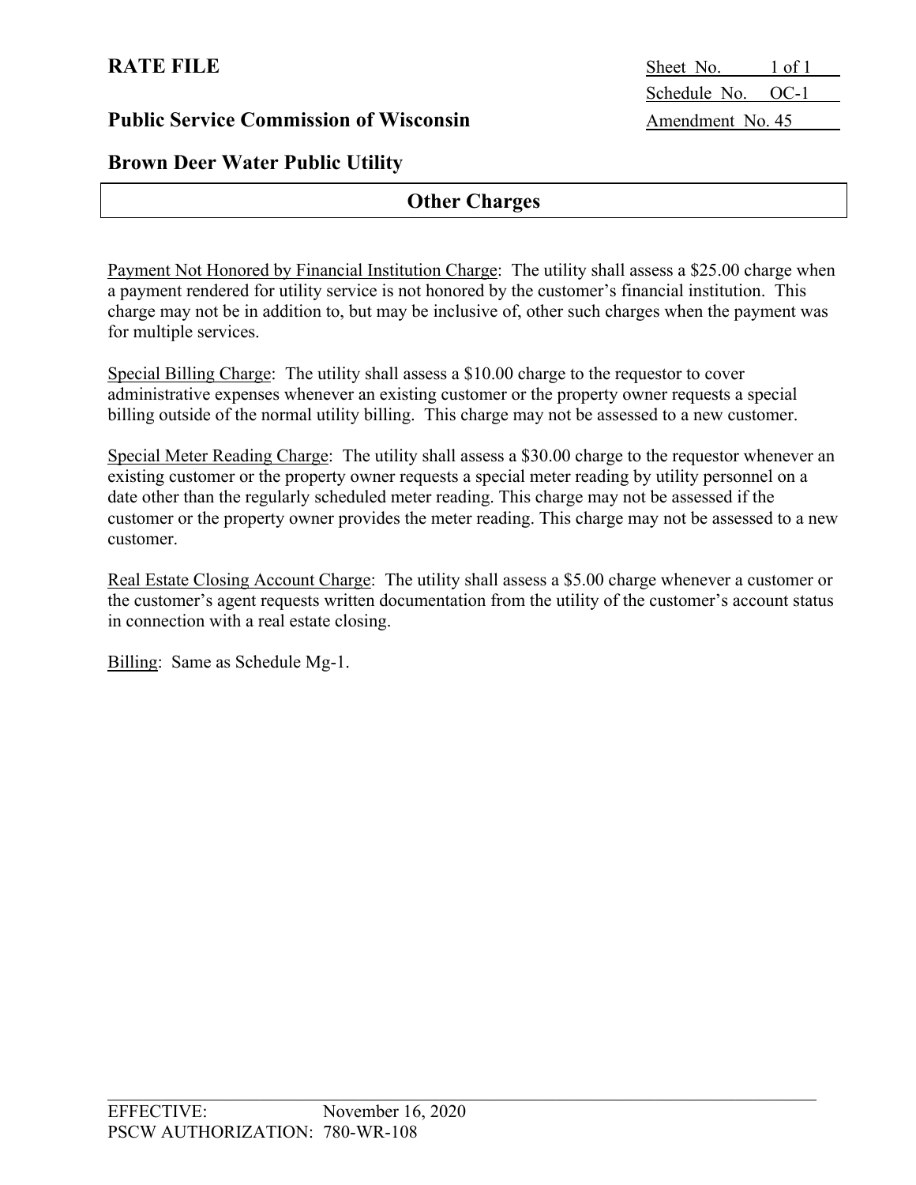**RATE FILE**

Sheet No. 1 of 1
Schedule No. OC-1
Amendment No. 45

**Public Service Commission of Wisconsin**

**Brown Deer Water Public Utility**

## Other Charges

Payment Not Honored by Financial Institution Charge: The utility shall assess a $25.00 charge when a payment rendered for utility service is not honored by the customer's financial institution. This charge may not be in addition to, but may be inclusive of, other such charges when the payment was for multiple services.

Special Billing Charge: The utility shall assess a $10.00 charge to the requestor to cover administrative expenses whenever an existing customer or the property owner requests a special billing outside of the normal utility billing. This charge may not be assessed to a new customer.

Special Meter Reading Charge: The utility shall assess a $30.00 charge to the requestor whenever an existing customer or the property owner requests a special meter reading by utility personnel on a date other than the regularly scheduled meter reading. This charge may not be assessed if the customer or the property owner provides the meter reading. This charge may not be assessed to a new customer.

Real Estate Closing Account Charge: The utility shall assess a $5.00 charge whenever a customer or the customer's agent requests written documentation from the utility of the customer's account status in connection with a real estate closing.

Billing: Same as Schedule Mg-1.

EFFECTIVE: November 16, 2020
PSCW AUTHORIZATION: 780-WR-108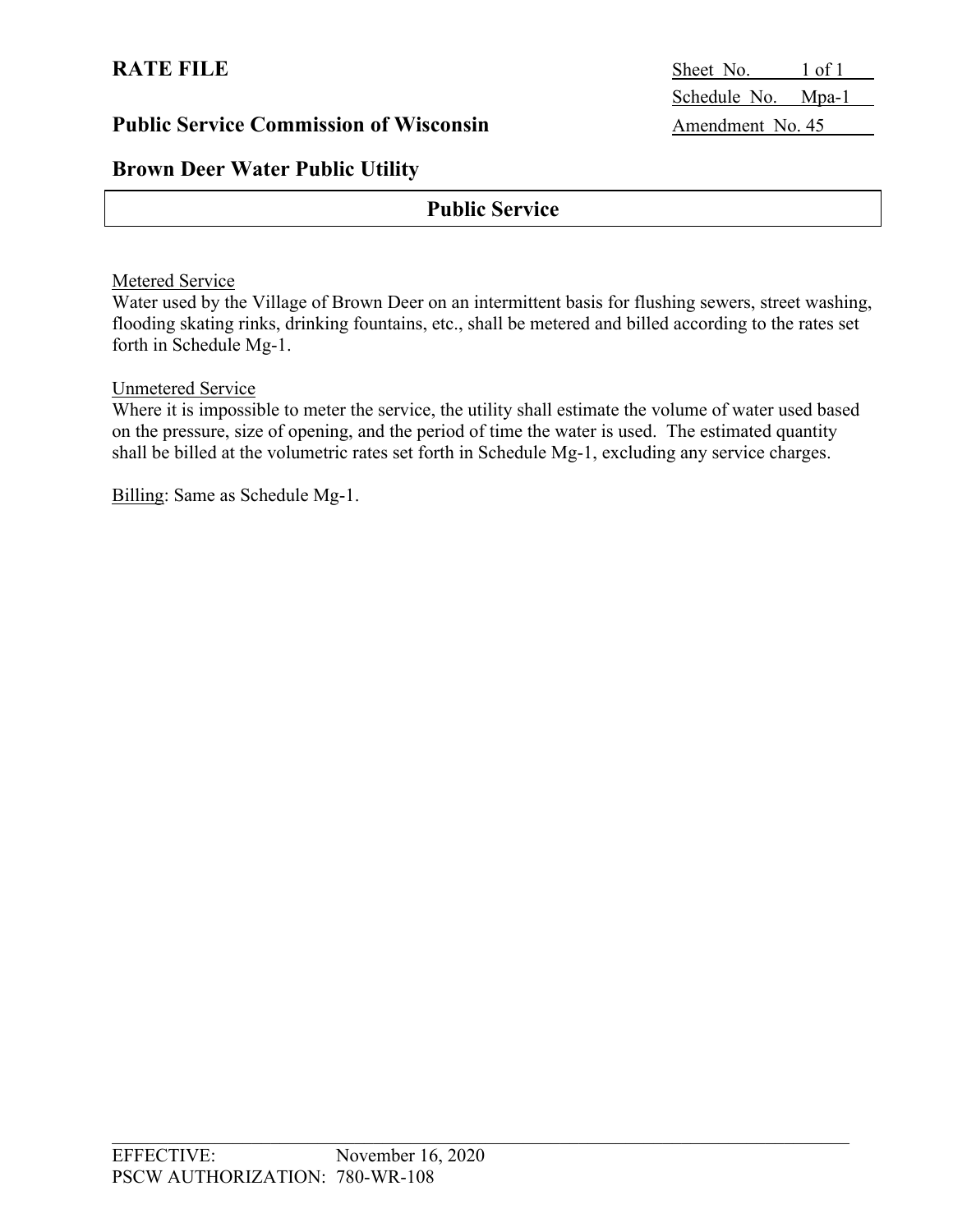**RATE FILE**

Sheet No. 1 of 1
Schedule No. Mpa-1
Amendment No. 45

**Public Service Commission of Wisconsin**

**Brown Deer Water Public Utility**

## Public Service

Metered Service
Water used by the Village of Brown Deer on an intermittent basis for flushing sewers, street washing, flooding skating rinks, drinking fountains, etc., shall be metered and billed according to the rates set forth in Schedule Mg-1.

Unmetered Service
Where it is impossible to meter the service, the utility shall estimate the volume of water used based on the pressure, size of opening, and the period of time the water is used. The estimated quantity shall be billed at the volumetric rates set forth in Schedule Mg-1, excluding any service charges.

Billing: Same as Schedule Mg-1.

EFFECTIVE: November 16, 2020
PSCW AUTHORIZATION: 780-WR-108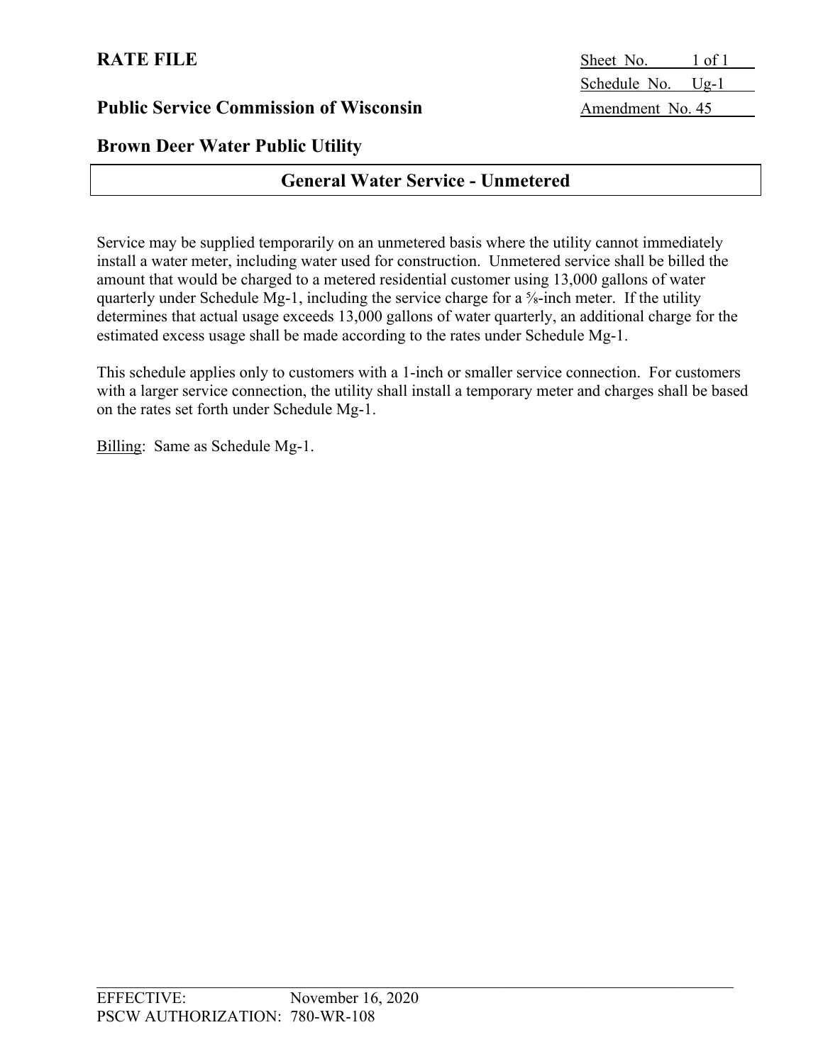**RATE FILE**

Sheet No. 1 of 1
Schedule No. Ug-1
Amendment No. 45

**Public Service Commission of Wisconsin**

**Brown Deer Water Public Utility**

## General Water Service - Unmetered

Service may be supplied temporarily on an unmetered basis where the utility cannot immediately install a water meter, including water used for construction. Unmetered service shall be billed the amount that would be charged to a metered residential customer using 13,000 gallons of water quarterly under Schedule Mg-1, including the service charge for a ⅝-inch meter. If the utility determines that actual usage exceeds 13,000 gallons of water quarterly, an additional charge for the estimated excess usage shall be made according to the rates under Schedule Mg-1.

This schedule applies only to customers with a 1-inch or smaller service connection. For customers with a larger service connection, the utility shall install a temporary meter and charges shall be based on the rates set forth under Schedule Mg-1.

Billing: Same as Schedule Mg-1.

EFFECTIVE: November 16, 2020
PSCW AUTHORIZATION: 780-WR-108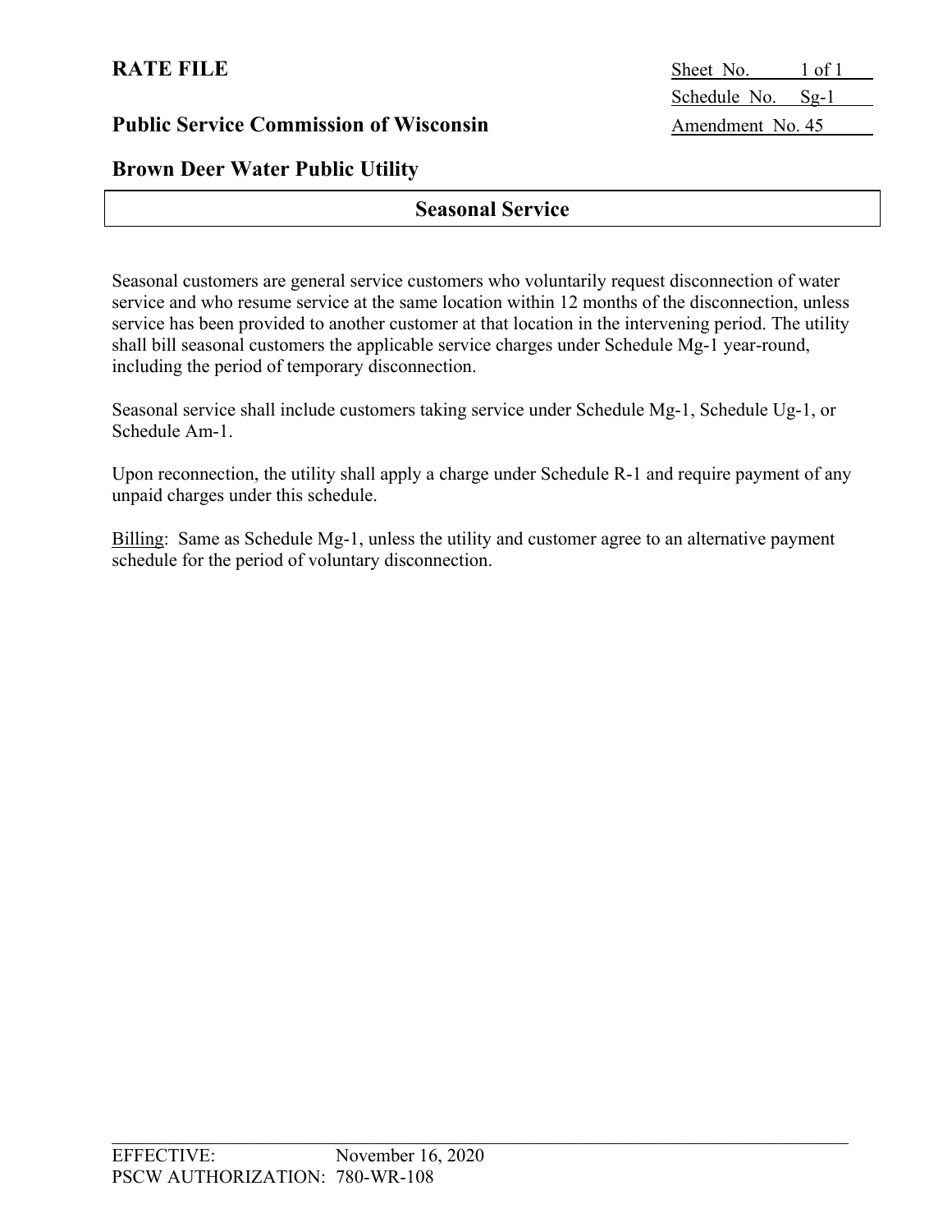**RATE FILE**

**Public Service Commission of Wisconsin**

**Brown Deer Water Public Utility**

Sheet No. 1 of 1
Schedule No. Sg-1
Amendment No. 45

## Seasonal Service

Seasonal customers are general service customers who voluntarily request disconnection of water service and who resume service at the same location within 12 months of the disconnection, unless service has been provided to another customer at that location in the intervening period. The utility shall bill seasonal customers the applicable service charges under Schedule Mg-1 year-round, including the period of temporary disconnection.

Seasonal service shall include customers taking service under Schedule Mg-1, Schedule Ug-1, or Schedule Am-1.

Upon reconnection, the utility shall apply a charge under Schedule R-1 and require payment of any unpaid charges under this schedule.

Billing: Same as Schedule Mg-1, unless the utility and customer agree to an alternative payment schedule for the period of voluntary disconnection.

EFFECTIVE: November 16, 2020
PSCW AUTHORIZATION: 780-WR-108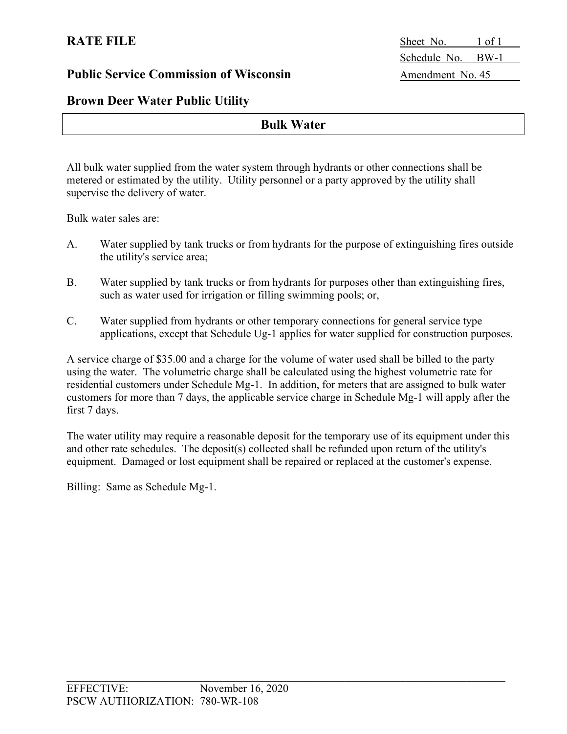**RATE FILE**

**Public Service Commission of Wisconsin**

Sheet No. 1 of 1
Schedule No. BW-1
Amendment No. 45

**Brown Deer Water Public Utility**

## Bulk Water

All bulk water supplied from the water system through hydrants or other connections shall be metered or estimated by the utility. Utility personnel or a party approved by the utility shall supervise the delivery of water.

Bulk water sales are:

A. Water supplied by tank trucks or from hydrants for the purpose of extinguishing fires outside the utility's service area;

B. Water supplied by tank trucks or from hydrants for purposes other than extinguishing fires, such as water used for irrigation or filling swimming pools; or,

C. Water supplied from hydrants or other temporary connections for general service type applications, except that Schedule Ug-1 applies for water supplied for construction purposes.

A service charge of $35.00 and a charge for the volume of water used shall be billed to the party using the water. The volumetric charge shall be calculated using the highest volumetric rate for residential customers under Schedule Mg-1. In addition, for meters that are assigned to bulk water customers for more than 7 days, the applicable service charge in Schedule Mg-1 will apply after the first 7 days.

The water utility may require a reasonable deposit for the temporary use of its equipment under this and other rate schedules. The deposit(s) collected shall be refunded upon return of the utility's equipment. Damaged or lost equipment shall be repaired or replaced at the customer's expense.

Billing: Same as Schedule Mg-1.

EFFECTIVE: November 16, 2020
PSCW AUTHORIZATION: 780-WR-108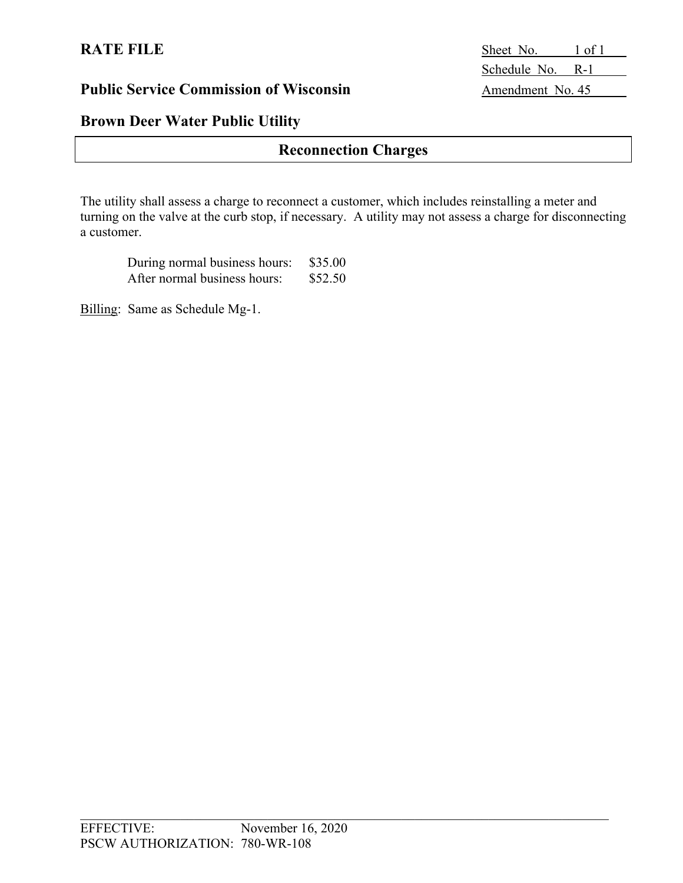**RATE FILE**

**Public Service Commission of Wisconsin**

**Brown Deer Water Public Utility**

Sheet No. 1 of 1
Schedule No. R-1
Amendment No. 45

## Reconnection Charges

The utility shall assess a charge to reconnect a customer, which includes reinstalling a meter and turning on the valve at the curb stop, if necessary. A utility may not assess a charge for disconnecting a customer.

| | |
|---|---|
| During normal business hours: | $35.00 |
| After normal business hours: | $52.50 |

Billing: Same as Schedule Mg-1.

EFFECTIVE: November 16, 2020
PSCW AUTHORIZATION: 780-WR-108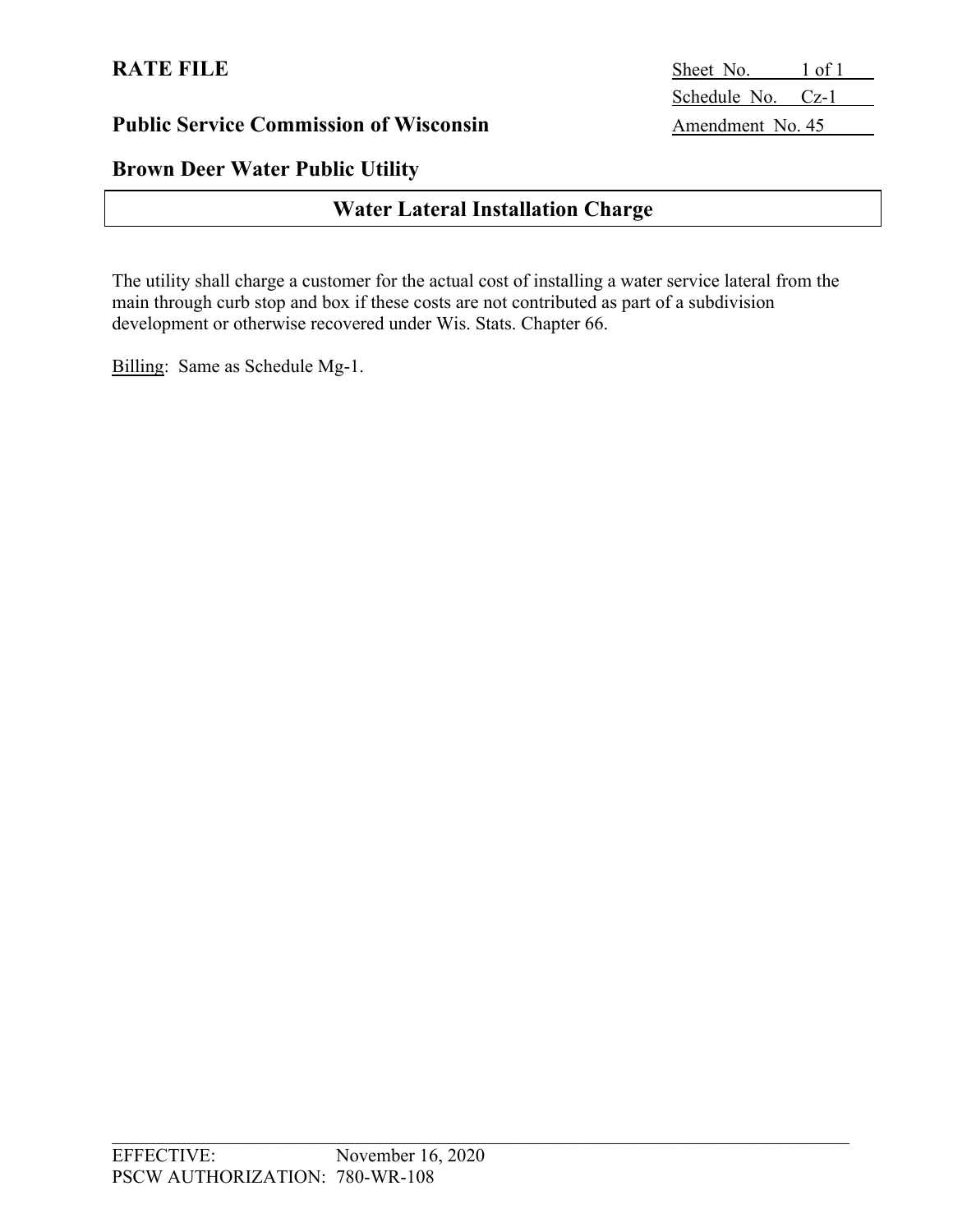**RATE FILE**

Sheet No. 1 of 1
Schedule No. Cz-1
Amendment No. 45

**Public Service Commission of Wisconsin**

**Brown Deer Water Public Utility**

## Water Lateral Installation Charge

The utility shall charge a customer for the actual cost of installing a water service lateral from the main through curb stop and box if these costs are not contributed as part of a subdivision development or otherwise recovered under Wis. Stats. Chapter 66.

Billing: Same as Schedule Mg-1.

EFFECTIVE: November 16, 2020
PSCW AUTHORIZATION: 780-WR-108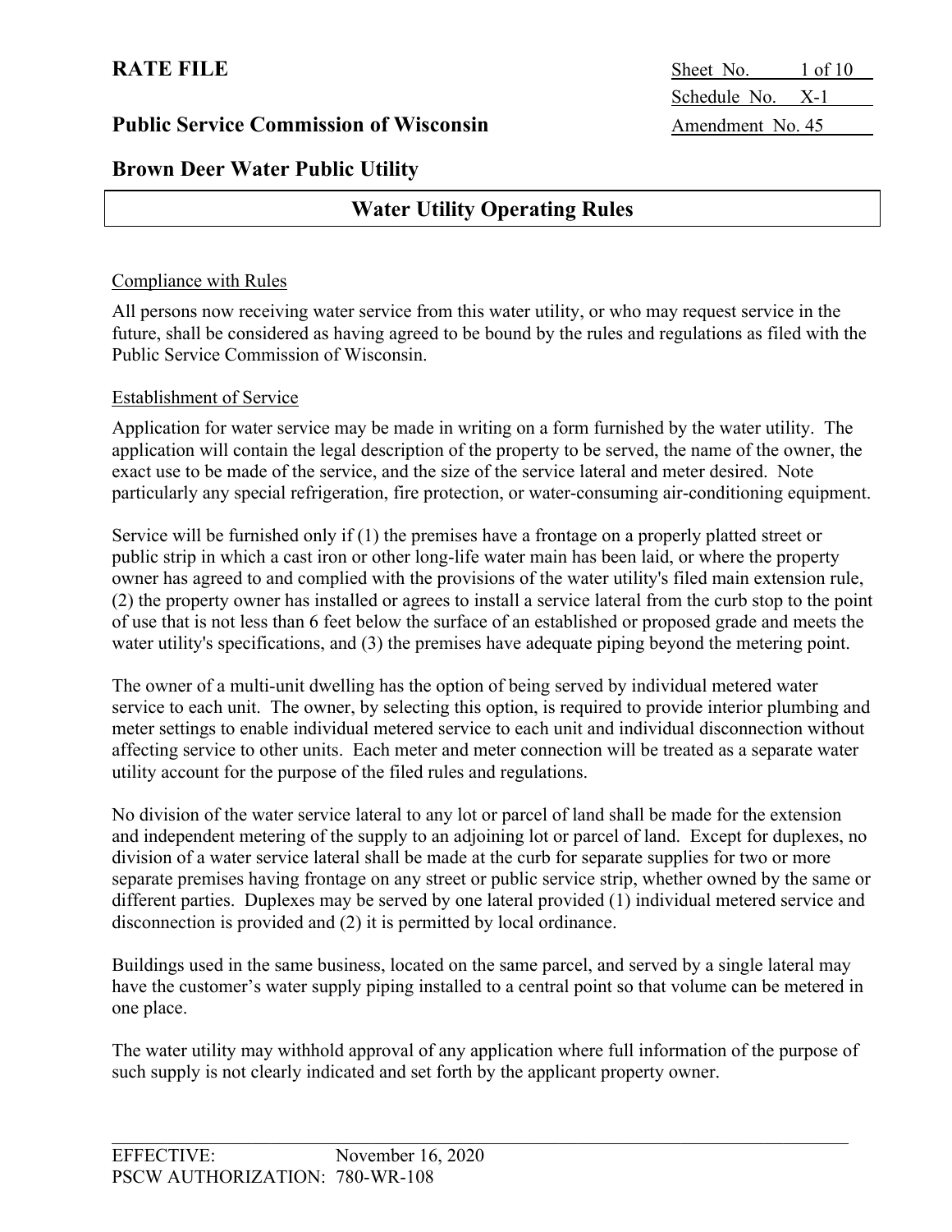# RATE FILE

## Public Service Commission of Wisconsin

## Brown Deer Water Public Utility

## Water Utility Operating Rules

Compliance with Rules

All persons now receiving water service from this water utility, or who may request service in the future, shall be considered as having agreed to be bound by the rules and regulations as filed with the Public Service Commission of Wisconsin.

Establishment of Service

Application for water service may be made in writing on a form furnished by the water utility. The application will contain the legal description of the property to be served, the name of the owner, the exact use to be made of the service, and the size of the service lateral and meter desired. Note particularly any special refrigeration, fire protection, or water-consuming air-conditioning equipment.

Service will be furnished only if (1) the premises have a frontage on a properly platted street or public strip in which a cast iron or other long-life water main has been laid, or where the property owner has agreed to and complied with the provisions of the water utility's filed main extension rule, (2) the property owner has installed or agrees to install a service lateral from the curb stop to the point of use that is not less than 6 feet below the surface of an established or proposed grade and meets the water utility's specifications, and (3) the premises have adequate piping beyond the metering point.

The owner of a multi-unit dwelling has the option of being served by individual metered water service to each unit. The owner, by selecting this option, is required to provide interior plumbing and meter settings to enable individual metered service to each unit and individual disconnection without affecting service to other units. Each meter and meter connection will be treated as a separate water utility account for the purpose of the filed rules and regulations.

No division of the water service lateral to any lot or parcel of land shall be made for the extension and independent metering of the supply to an adjoining lot or parcel of land. Except for duplexes, no division of a water service lateral shall be made at the curb for separate supplies for two or more separate premises having frontage on any street or public service strip, whether owned by the same or different parties. Duplexes may be served by one lateral provided (1) individual metered service and disconnection is provided and (2) it is permitted by local ordinance.

Buildings used in the same business, located on the same parcel, and served by a single lateral may have the customer's water supply piping installed to a central point so that volume can be metered in one place.

The water utility may withhold approval of any application where full information of the purpose of such supply is not clearly indicated and set forth by the applicant property owner.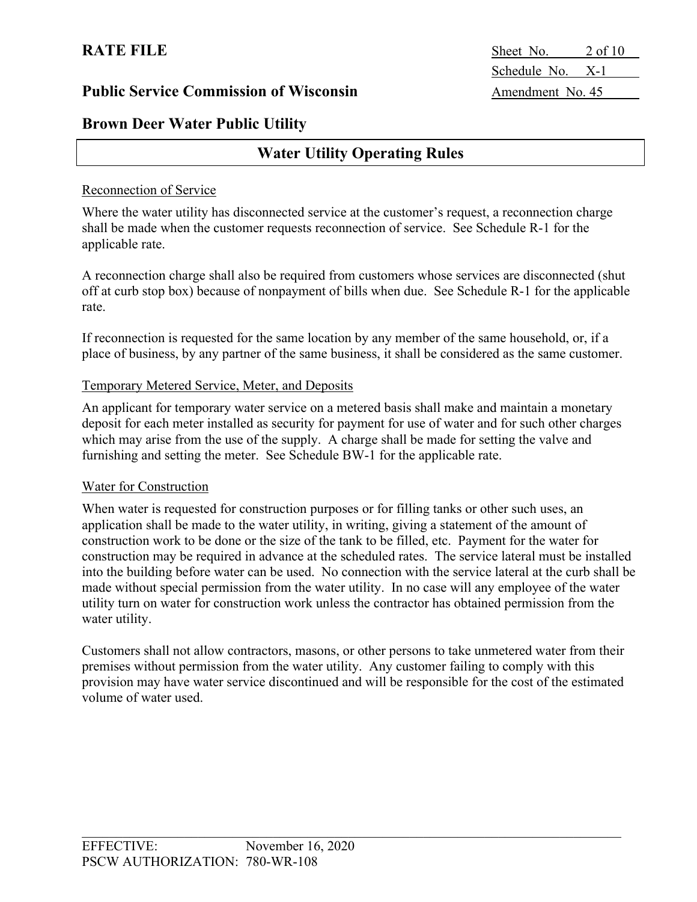# Water Utility Operating Rules

## Reconnection of Service

Where the water utility has disconnected service at the customer's request, a reconnection charge shall be made when the customer requests reconnection of service. See Schedule R-1 for the applicable rate.

A reconnection charge shall also be required from customers whose services are disconnected (shut off at curb stop box) because of nonpayment of bills when due. See Schedule R-1 for the applicable rate.

If reconnection is requested for the same location by any member of the same household, or, if a place of business, by any partner of the same business, it shall be considered as the same customer.

## Temporary Metered Service, Meter, and Deposits

An applicant for temporary water service on a metered basis shall make and maintain a monetary deposit for each meter installed as security for payment for use of water and for such other charges which may arise from the use of the supply. A charge shall be made for setting the valve and furnishing and setting the meter. See Schedule BW-1 for the applicable rate.

## Water for Construction

When water is requested for construction purposes or for filling tanks or other such uses, an application shall be made to the water utility, in writing, giving a statement of the amount of construction work to be done or the size of the tank to be filled, etc. Payment for the water for construction may be required in advance at the scheduled rates. The service lateral must be installed into the building before water can be used. No connection with the service lateral at the curb shall be made without special permission from the water utility. In no case will any employee of the water utility turn on water for construction work unless the contractor has obtained permission from the water utility.

Customers shall not allow contractors, masons, or other persons to take unmetered water from their premises without permission from the water utility. Any customer failing to comply with this provision may have water service discontinued and will be responsible for the cost of the estimated volume of water used.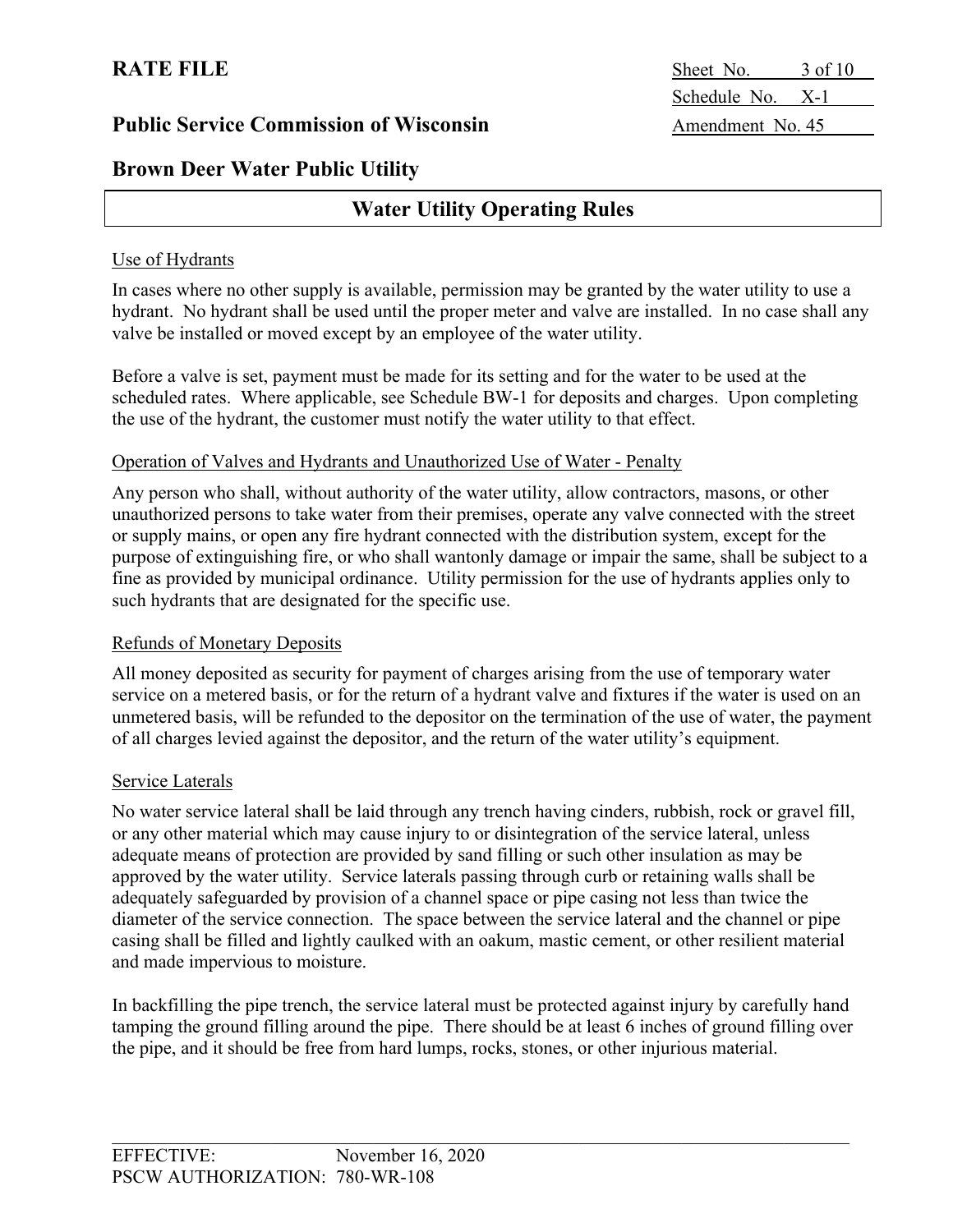**RATE FILE**

**Public Service Commission of Wisconsin**

**Brown Deer Water Public Utility**

Sheet No. 3 of 10
Schedule No. X-1
Amendment No. 45

## Water Utility Operating Rules

Use of Hydrants

In cases where no other supply is available, permission may be granted by the water utility to use a hydrant. No hydrant shall be used until the proper meter and valve are installed. In no case shall any valve be installed or moved except by an employee of the water utility.

Before a valve is set, payment must be made for its setting and for the water to be used at the scheduled rates. Where applicable, see Schedule BW-1 for deposits and charges. Upon completing the use of the hydrant, the customer must notify the water utility to that effect.

Operation of Valves and Hydrants and Unauthorized Use of Water - Penalty

Any person who shall, without authority of the water utility, allow contractors, masons, or other unauthorized persons to take water from their premises, operate any valve connected with the street or supply mains, or open any fire hydrant connected with the distribution system, except for the purpose of extinguishing fire, or who shall wantonly damage or impair the same, shall be subject to a fine as provided by municipal ordinance. Utility permission for the use of hydrants applies only to such hydrants that are designated for the specific use.

Refunds of Monetary Deposits

All money deposited as security for payment of charges arising from the use of temporary water service on a metered basis, or for the return of a hydrant valve and fixtures if the water is used on an unmetered basis, will be refunded to the depositor on the termination of the use of water, the payment of all charges levied against the depositor, and the return of the water utility's equipment.

Service Laterals

No water service lateral shall be laid through any trench having cinders, rubbish, rock or gravel fill, or any other material which may cause injury to or disintegration of the service lateral, unless adequate means of protection are provided by sand filling or such other insulation as may be approved by the water utility. Service laterals passing through curb or retaining walls shall be adequately safeguarded by provision of a channel space or pipe casing not less than twice the diameter of the service connection. The space between the service lateral and the channel or pipe casing shall be filled and lightly caulked with an oakum, mastic cement, or other resilient material and made impervious to moisture.

In backfilling the pipe trench, the service lateral must be protected against injury by carefully hand tamping the ground filling around the pipe. There should be at least 6 inches of ground filling over the pipe, and it should be free from hard lumps, rocks, stones, or other injurious material.

EFFECTIVE: November 16, 2020
PSCW AUTHORIZATION: 780-WR-108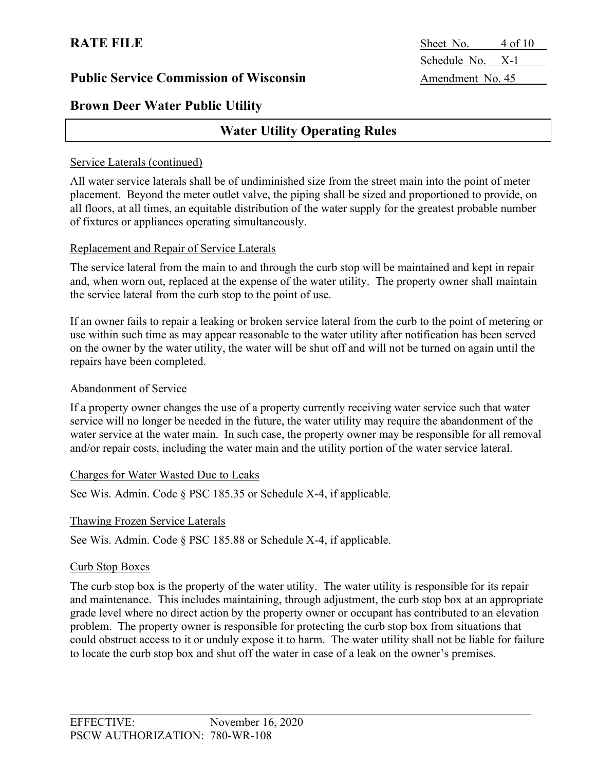## Water Utility Operating Rules

Service Laterals (continued)

All water service laterals shall be of undiminished size from the street main into the point of meter placement. Beyond the meter outlet valve, the piping shall be sized and proportioned to provide, on all floors, at all times, an equitable distribution of the water supply for the greatest probable number of fixtures or appliances operating simultaneously.

Replacement and Repair of Service Laterals

The service lateral from the main to and through the curb stop will be maintained and kept in repair and, when worn out, replaced at the expense of the water utility. The property owner shall maintain the service lateral from the curb stop to the point of use.

If an owner fails to repair a leaking or broken service lateral from the curb to the point of metering or use within such time as may appear reasonable to the water utility after notification has been served on the owner by the water utility, the water will be shut off and will not be turned on again until the repairs have been completed.

Abandonment of Service

If a property owner changes the use of a property currently receiving water service such that water service will no longer be needed in the future, the water utility may require the abandonment of the water service at the water main. In such case, the property owner may be responsible for all removal and/or repair costs, including the water main and the utility portion of the water service lateral.

Charges for Water Wasted Due to Leaks

See Wis. Admin. Code § PSC 185.35 or Schedule X-4, if applicable.

Thawing Frozen Service Laterals

See Wis. Admin. Code § PSC 185.88 or Schedule X-4, if applicable.

Curb Stop Boxes

The curb stop box is the property of the water utility. The water utility is responsible for its repair and maintenance. This includes maintaining, through adjustment, the curb stop box at an appropriate grade level where no direct action by the property owner or occupant has contributed to an elevation problem. The property owner is responsible for protecting the curb stop box from situations that could obstruct access to it or unduly expose it to harm. The water utility shall not be liable for failure to locate the curb stop box and shut off the water in case of a leak on the owner's premises.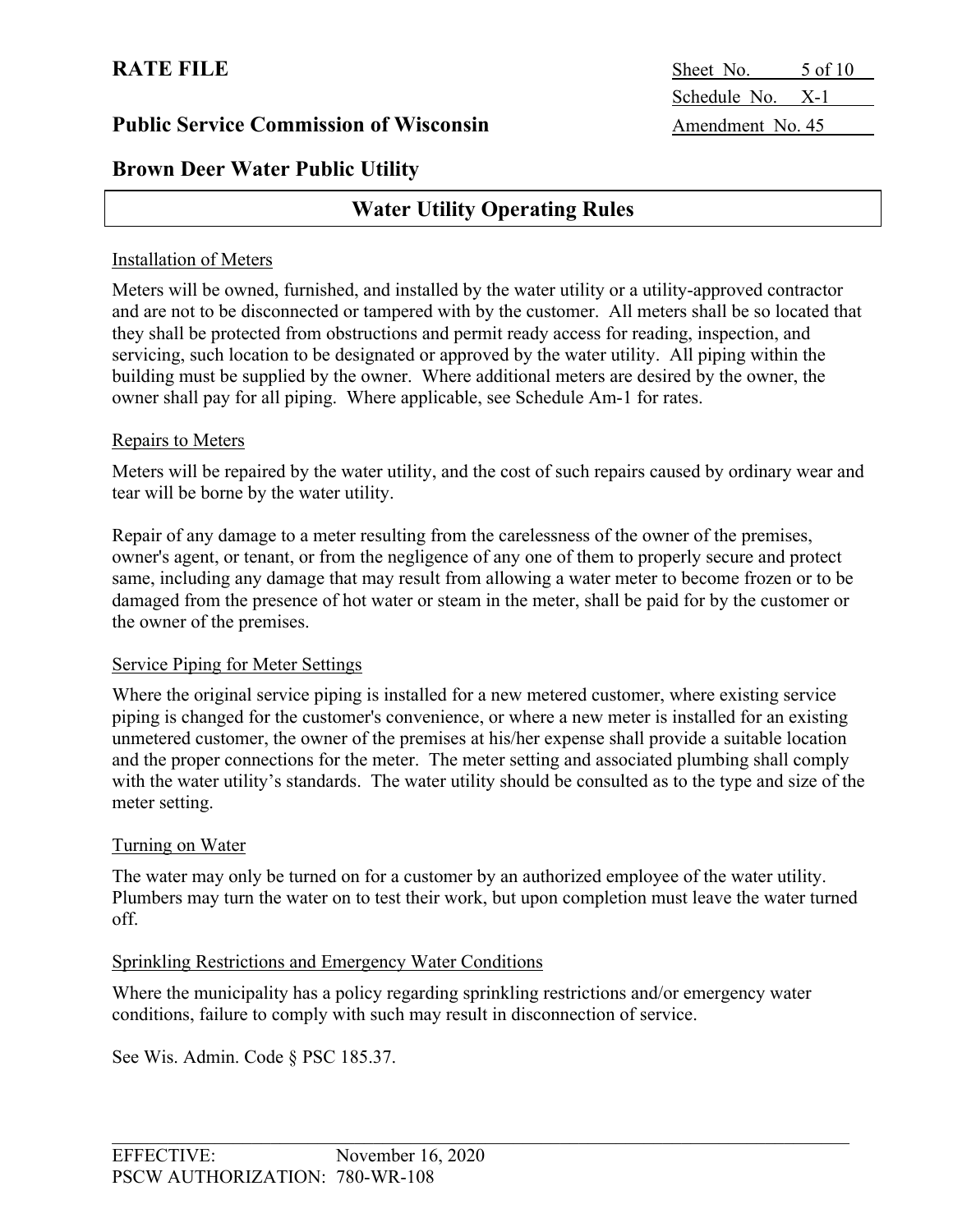## Water Utility Operating Rules

Installation of Meters

Meters will be owned, furnished, and installed by the water utility or a utility-approved contractor and are not to be disconnected or tampered with by the customer. All meters shall be so located that they shall be protected from obstructions and permit ready access for reading, inspection, and servicing, such location to be designated or approved by the water utility. All piping within the building must be supplied by the owner. Where additional meters are desired by the owner, the owner shall pay for all piping. Where applicable, see Schedule Am-1 for rates.

Repairs to Meters

Meters will be repaired by the water utility, and the cost of such repairs caused by ordinary wear and tear will be borne by the water utility.

Repair of any damage to a meter resulting from the carelessness of the owner of the premises, owner's agent, or tenant, or from the negligence of any one of them to properly secure and protect same, including any damage that may result from allowing a water meter to become frozen or to be damaged from the presence of hot water or steam in the meter, shall be paid for by the customer or the owner of the premises.

Service Piping for Meter Settings

Where the original service piping is installed for a new metered customer, where existing service piping is changed for the customer's convenience, or where a new meter is installed for an existing unmetered customer, the owner of the premises at his/her expense shall provide a suitable location and the proper connections for the meter. The meter setting and associated plumbing shall comply with the water utility's standards. The water utility should be consulted as to the type and size of the meter setting.

Turning on Water

The water may only be turned on for a customer by an authorized employee of the water utility. Plumbers may turn the water on to test their work, but upon completion must leave the water turned off.

Sprinkling Restrictions and Emergency Water Conditions

Where the municipality has a policy regarding sprinkling restrictions and/or emergency water conditions, failure to comply with such may result in disconnection of service.

See Wis. Admin. Code § PSC 185.37.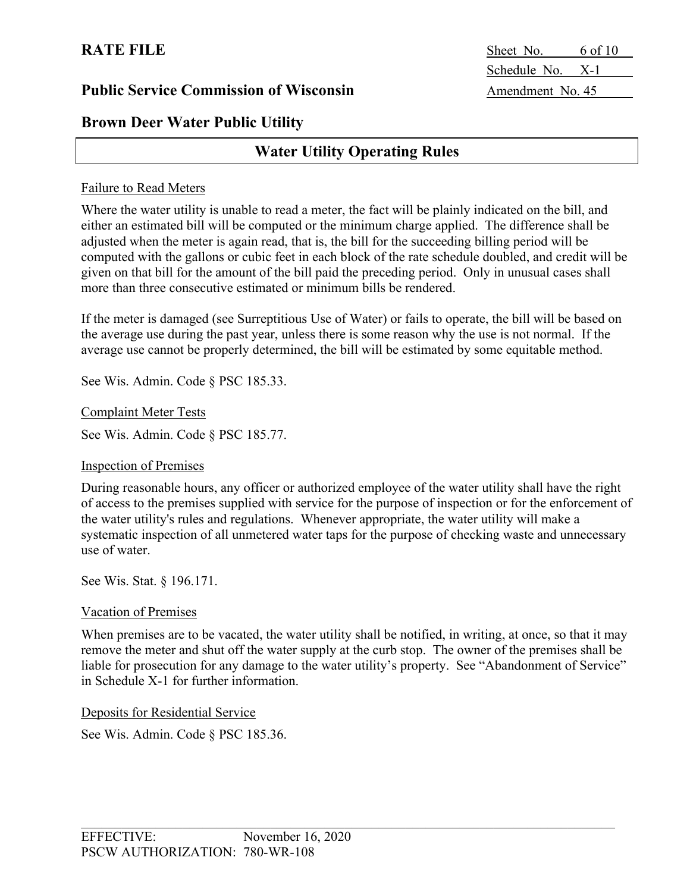## Water Utility Operating Rules

Failure to Read Meters

Where the water utility is unable to read a meter, the fact will be plainly indicated on the bill, and either an estimated bill will be computed or the minimum charge applied. The difference shall be adjusted when the meter is again read, that is, the bill for the succeeding billing period will be computed with the gallons or cubic feet in each block of the rate schedule doubled, and credit will be given on that bill for the amount of the bill paid the preceding period. Only in unusual cases shall more than three consecutive estimated or minimum bills be rendered.

If the meter is damaged (see Surreptitious Use of Water) or fails to operate, the bill will be based on the average use during the past year, unless there is some reason why the use is not normal. If the average use cannot be properly determined, the bill will be estimated by some equitable method.

See Wis. Admin. Code § PSC 185.33.

Complaint Meter Tests

See Wis. Admin. Code § PSC 185.77.

Inspection of Premises

During reasonable hours, any officer or authorized employee of the water utility shall have the right of access to the premises supplied with service for the purpose of inspection or for the enforcement of the water utility's rules and regulations. Whenever appropriate, the water utility will make a systematic inspection of all unmetered water taps for the purpose of checking waste and unnecessary use of water.

See Wis. Stat. § 196.171.

Vacation of Premises

When premises are to be vacated, the water utility shall be notified, in writing, at once, so that it may remove the meter and shut off the water supply at the curb stop. The owner of the premises shall be liable for prosecution for any damage to the water utility's property. See "Abandonment of Service" in Schedule X-1 for further information.

Deposits for Residential Service

See Wis. Admin. Code § PSC 185.36.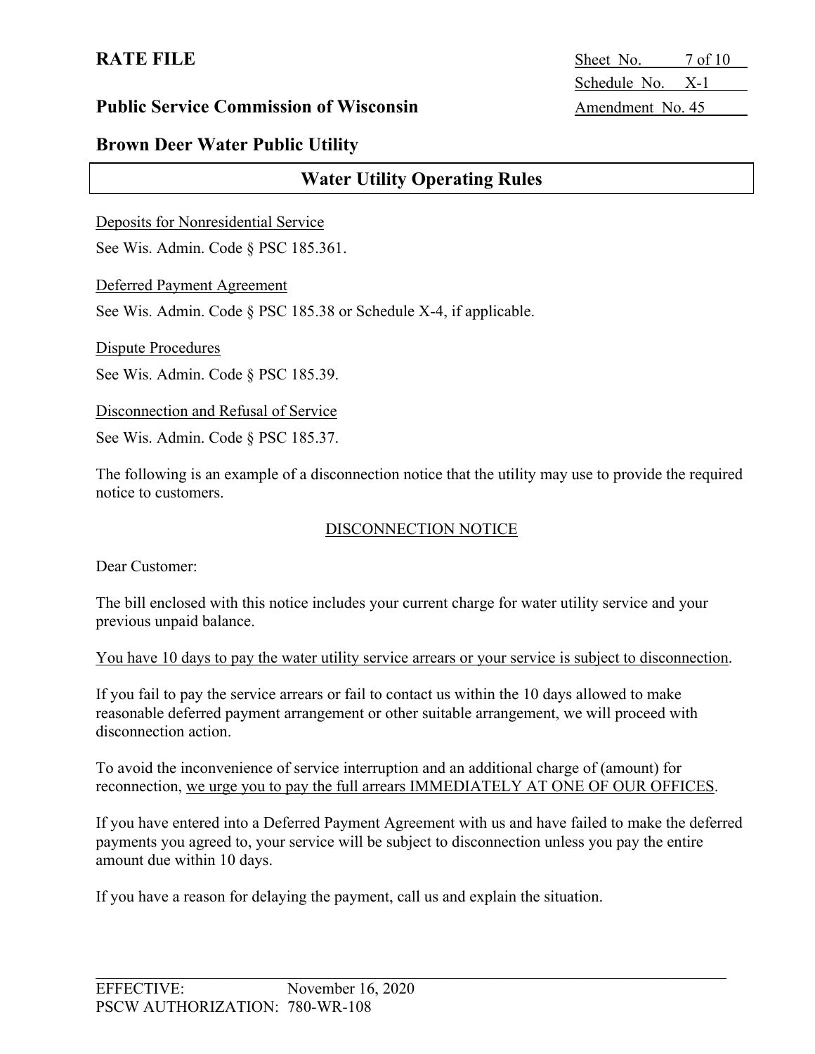Deposits for Nonresidential Service

See Wis. Admin. Code § PSC 185.361.

Deferred Payment Agreement

See Wis. Admin. Code § PSC 185.38 or Schedule X-4, if applicable.

Dispute Procedures

See Wis. Admin. Code § PSC 185.39.

Disconnection and Refusal of Service

See Wis. Admin. Code § PSC 185.37.

The following is an example of a disconnection notice that the utility may use to provide the required notice to customers.

DISCONNECTION NOTICE

Dear Customer:

The bill enclosed with this notice includes your current charge for water utility service and your previous unpaid balance.

You have 10 days to pay the water utility service arrears or your service is subject to disconnection.

If you fail to pay the service arrears or fail to contact us within the 10 days allowed to make reasonable deferred payment arrangement or other suitable arrangement, we will proceed with disconnection action.

To avoid the inconvenience of service interruption and an additional charge of (amount) for reconnection, we urge you to pay the full arrears IMMEDIATELY AT ONE OF OUR OFFICES.

If you have entered into a Deferred Payment Agreement with us and have failed to make the deferred payments you agreed to, your service will be subject to disconnection unless you pay the entire amount due within 10 days.

If you have a reason for delaying the payment, call us and explain the situation.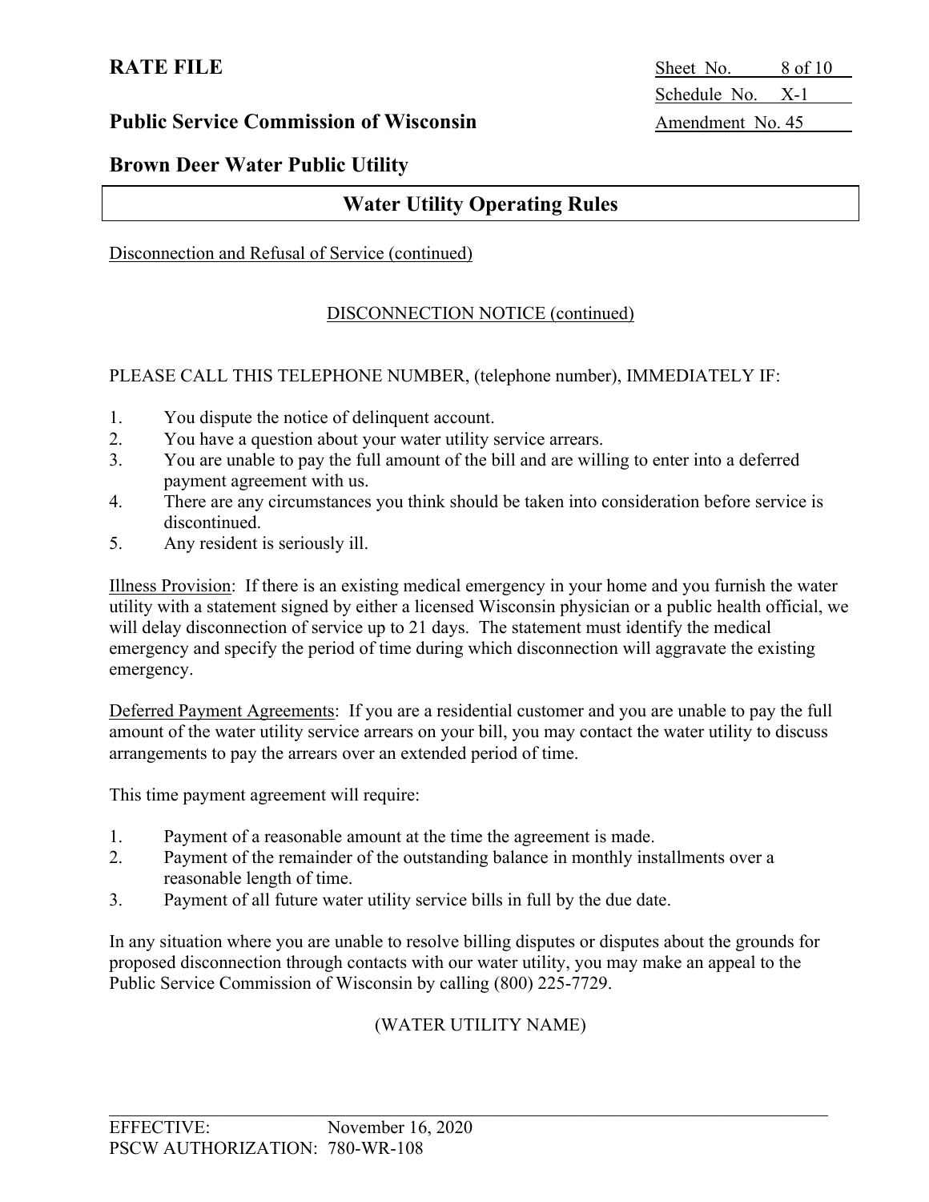## Water Utility Operating Rules

Disconnection and Refusal of Service (continued)

DISCONNECTION NOTICE (continued)

PLEASE CALL THIS TELEPHONE NUMBER, (telephone number), IMMEDIATELY IF:

1. You dispute the notice of delinquent account.
2. You have a question about your water utility service arrears.
3. You are unable to pay the full amount of the bill and are willing to enter into a deferred payment agreement with us.
4. There are any circumstances you think should be taken into consideration before service is discontinued.
5. Any resident is seriously ill.

Illness Provision: If there is an existing medical emergency in your home and you furnish the water utility with a statement signed by either a licensed Wisconsin physician or a public health official, we will delay disconnection of service up to 21 days. The statement must identify the medical emergency and specify the period of time during which disconnection will aggravate the existing emergency.

Deferred Payment Agreements: If you are a residential customer and you are unable to pay the full amount of the water utility service arrears on your bill, you may contact the water utility to discuss arrangements to pay the arrears over an extended period of time.

This time payment agreement will require:

1. Payment of a reasonable amount at the time the agreement is made.
2. Payment of the remainder of the outstanding balance in monthly installments over a reasonable length of time.
3. Payment of all future water utility service bills in full by the due date.

In any situation where you are unable to resolve billing disputes or disputes about the grounds for proposed disconnection through contacts with our water utility, you may make an appeal to the Public Service Commission of Wisconsin by calling (800) 225-7729.

(WATER UTILITY NAME)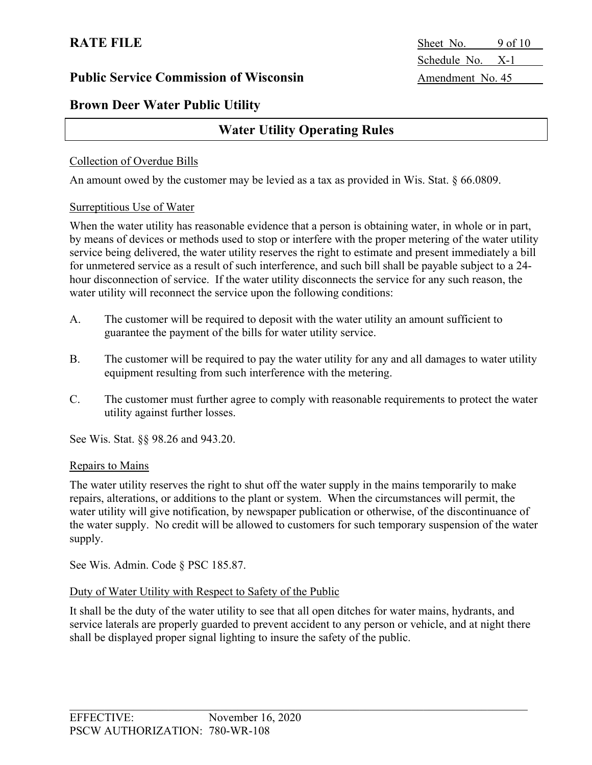## Water Utility Operating Rules

Collection of Overdue Bills

An amount owed by the customer may be levied as a tax as provided in Wis. Stat. § 66.0809.

Surreptitious Use of Water

When the water utility has reasonable evidence that a person is obtaining water, in whole or in part, by means of devices or methods used to stop or interfere with the proper metering of the water utility service being delivered, the water utility reserves the right to estimate and present immediately a bill for unmetered service as a result of such interference, and such bill shall be payable subject to a 24-hour disconnection of service. If the water utility disconnects the service for any such reason, the water utility will reconnect the service upon the following conditions:

A. The customer will be required to deposit with the water utility an amount sufficient to guarantee the payment of the bills for water utility service.

B. The customer will be required to pay the water utility for any and all damages to water utility equipment resulting from such interference with the metering.

C. The customer must further agree to comply with reasonable requirements to protect the water utility against further losses.

See Wis. Stat. §§ 98.26 and 943.20.

Repairs to Mains

The water utility reserves the right to shut off the water supply in the mains temporarily to make repairs, alterations, or additions to the plant or system. When the circumstances will permit, the water utility will give notification, by newspaper publication or otherwise, of the discontinuance of the water supply. No credit will be allowed to customers for such temporary suspension of the water supply.

See Wis. Admin. Code § PSC 185.87.

Duty of Water Utility with Respect to Safety of the Public

It shall be the duty of the water utility to see that all open ditches for water mains, hydrants, and service laterals are properly guarded to prevent accident to any person or vehicle, and at night there shall be displayed proper signal lighting to insure the safety of the public.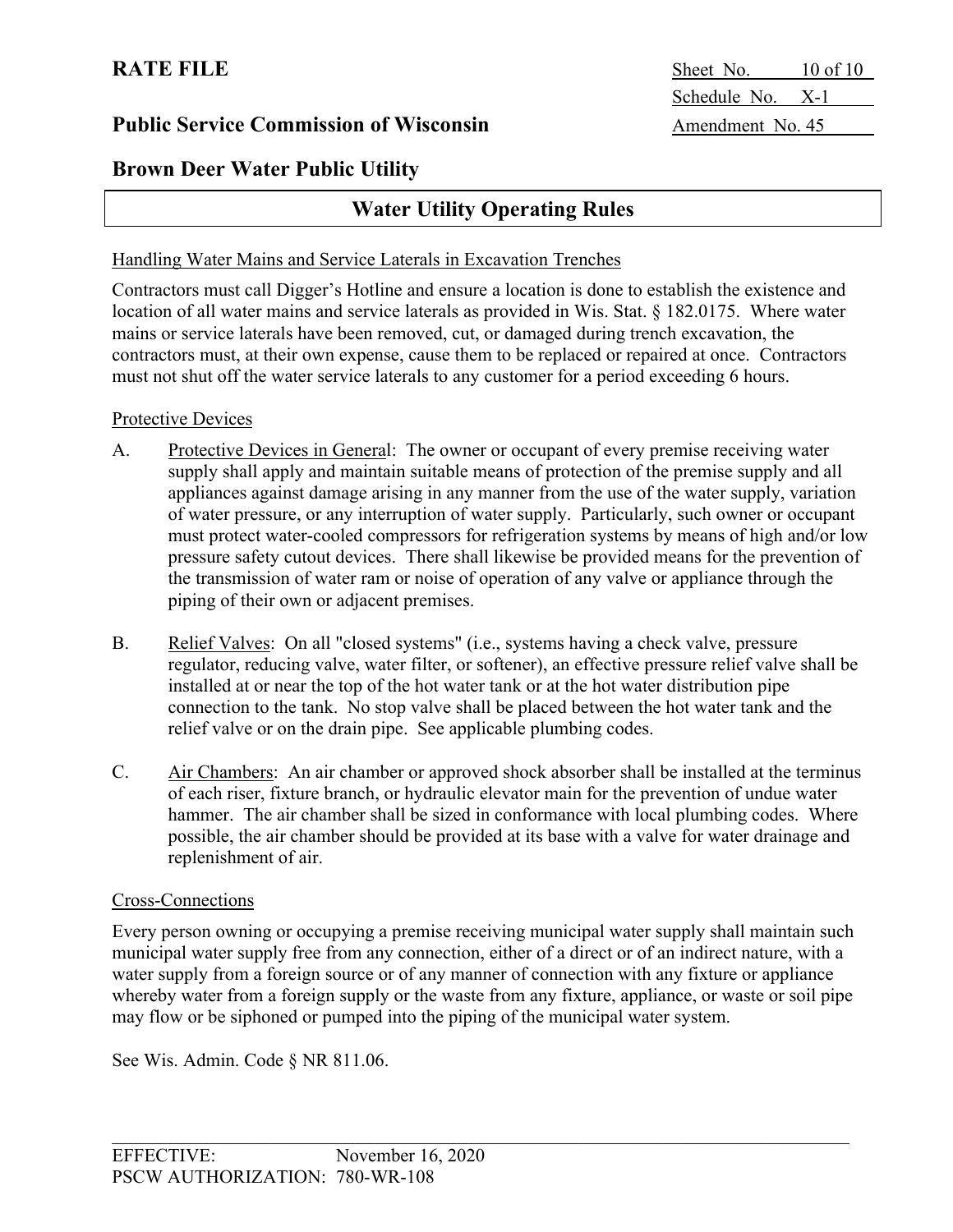# Water Utility Operating Rules

## Handling Water Mains and Service Laterals in Excavation Trenches

Contractors must call Digger's Hotline and ensure a location is done to establish the existence and location of all water mains and service laterals as provided in Wis. Stat. § 182.0175. Where water mains or service laterals have been removed, cut, or damaged during trench excavation, the contractors must, at their own expense, cause them to be replaced or repaired at once. Contractors must not shut off the water service laterals to any customer for a period exceeding 6 hours.

## Protective Devices

A. Protective Devices in General: The owner or occupant of every premise receiving water supply shall apply and maintain suitable means of protection of the premise supply and all appliances against damage arising in any manner from the use of the water supply, variation of water pressure, or any interruption of water supply. Particularly, such owner or occupant must protect water-cooled compressors for refrigeration systems by means of high and/or low pressure safety cutout devices. There shall likewise be provided means for the prevention of the transmission of water ram or noise of operation of any valve or appliance through the piping of their own or adjacent premises.

B. Relief Valves: On all "closed systems" (i.e., systems having a check valve, pressure regulator, reducing valve, water filter, or softener), an effective pressure relief valve shall be installed at or near the top of the hot water tank or at the hot water distribution pipe connection to the tank. No stop valve shall be placed between the hot water tank and the relief valve or on the drain pipe. See applicable plumbing codes.

C. Air Chambers: An air chamber or approved shock absorber shall be installed at the terminus of each riser, fixture branch, or hydraulic elevator main for the prevention of undue water hammer. The air chamber shall be sized in conformance with local plumbing codes. Where possible, the air chamber should be provided at its base with a valve for water drainage and replenishment of air.

## Cross-Connections

Every person owning or occupying a premise receiving municipal water supply shall maintain such municipal water supply free from any connection, either of a direct or of an indirect nature, with a water supply from a foreign source or of any manner of connection with any fixture or appliance whereby water from a foreign supply or the waste from any fixture, appliance, or waste or soil pipe may flow or be siphoned or pumped into the piping of the municipal water system.

See Wis. Admin. Code § NR 811.06.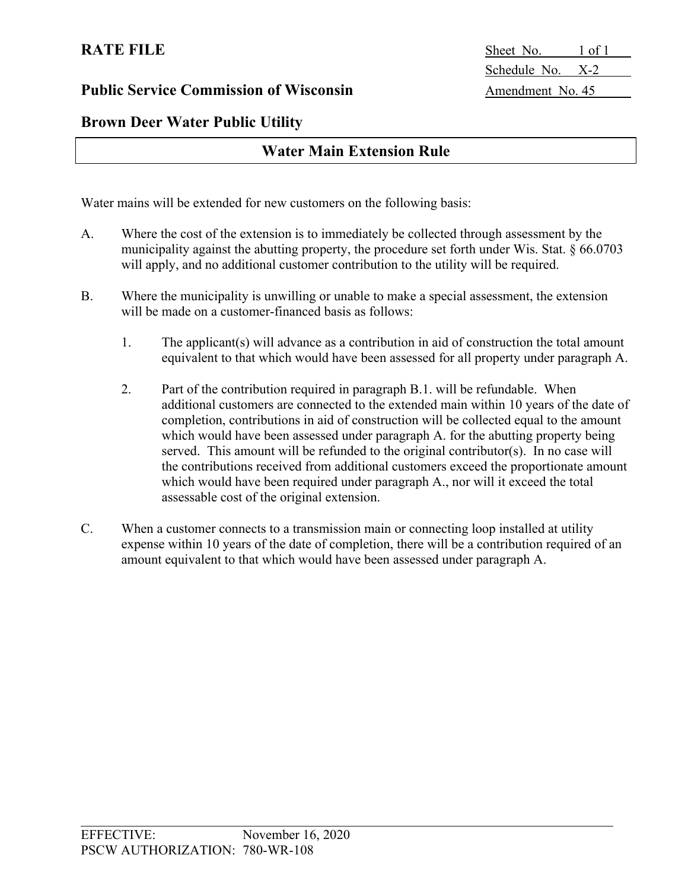**RATE FILE**

**Public Service Commission of Wisconsin**

**Brown Deer Water Public Utility**

Sheet No. 1 of 1
Schedule No. X-2
Amendment No. 45

## Water Main Extension Rule

Water mains will be extended for new customers on the following basis:

A. Where the cost of the extension is to immediately be collected through assessment by the municipality against the abutting property, the procedure set forth under Wis. Stat. § 66.0703 will apply, and no additional customer contribution to the utility will be required.

B. Where the municipality is unwilling or unable to make a special assessment, the extension will be made on a customer-financed basis as follows:

   1. The applicant(s) will advance as a contribution in aid of construction the total amount equivalent to that which would have been assessed for all property under paragraph A.

   2. Part of the contribution required in paragraph B.1. will be refundable. When additional customers are connected to the extended main within 10 years of the date of completion, contributions in aid of construction will be collected equal to the amount which would have been assessed under paragraph A. for the abutting property being served. This amount will be refunded to the original contributor(s). In no case will the contributions received from additional customers exceed the proportionate amount which would have been required under paragraph A., nor will it exceed the total assessable cost of the original extension.

C. When a customer connects to a transmission main or connecting loop installed at utility expense within 10 years of the date of completion, there will be a contribution required of an amount equivalent to that which would have been assessed under paragraph A.

EFFECTIVE: November 16, 2020
PSCW AUTHORIZATION: 780-WR-108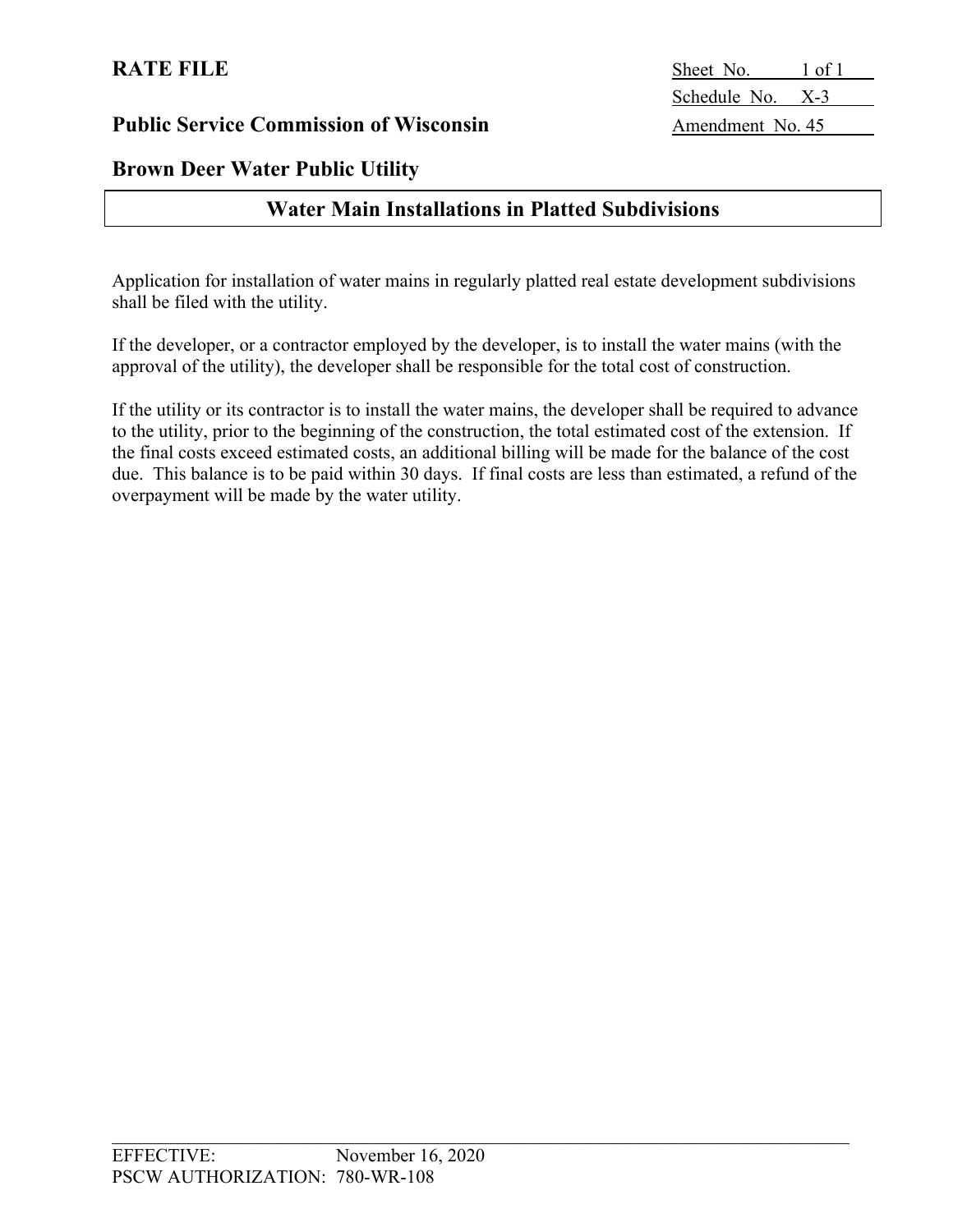**RATE FILE**

**Public Service Commission of Wisconsin**

**Brown Deer Water Public Utility**

Sheet No. 1 of 1
Schedule No. X-3
Amendment No. 45

## Water Main Installations in Platted Subdivisions

Application for installation of water mains in regularly platted real estate development subdivisions shall be filed with the utility.

If the developer, or a contractor employed by the developer, is to install the water mains (with the approval of the utility), the developer shall be responsible for the total cost of construction.

If the utility or its contractor is to install the water mains, the developer shall be required to advance to the utility, prior to the beginning of the construction, the total estimated cost of the extension. If the final costs exceed estimated costs, an additional billing will be made for the balance of the cost due. This balance is to be paid within 30 days. If final costs are less than estimated, a refund of the overpayment will be made by the water utility.

EFFECTIVE: November 16, 2020
PSCW AUTHORIZATION: 780-WR-108